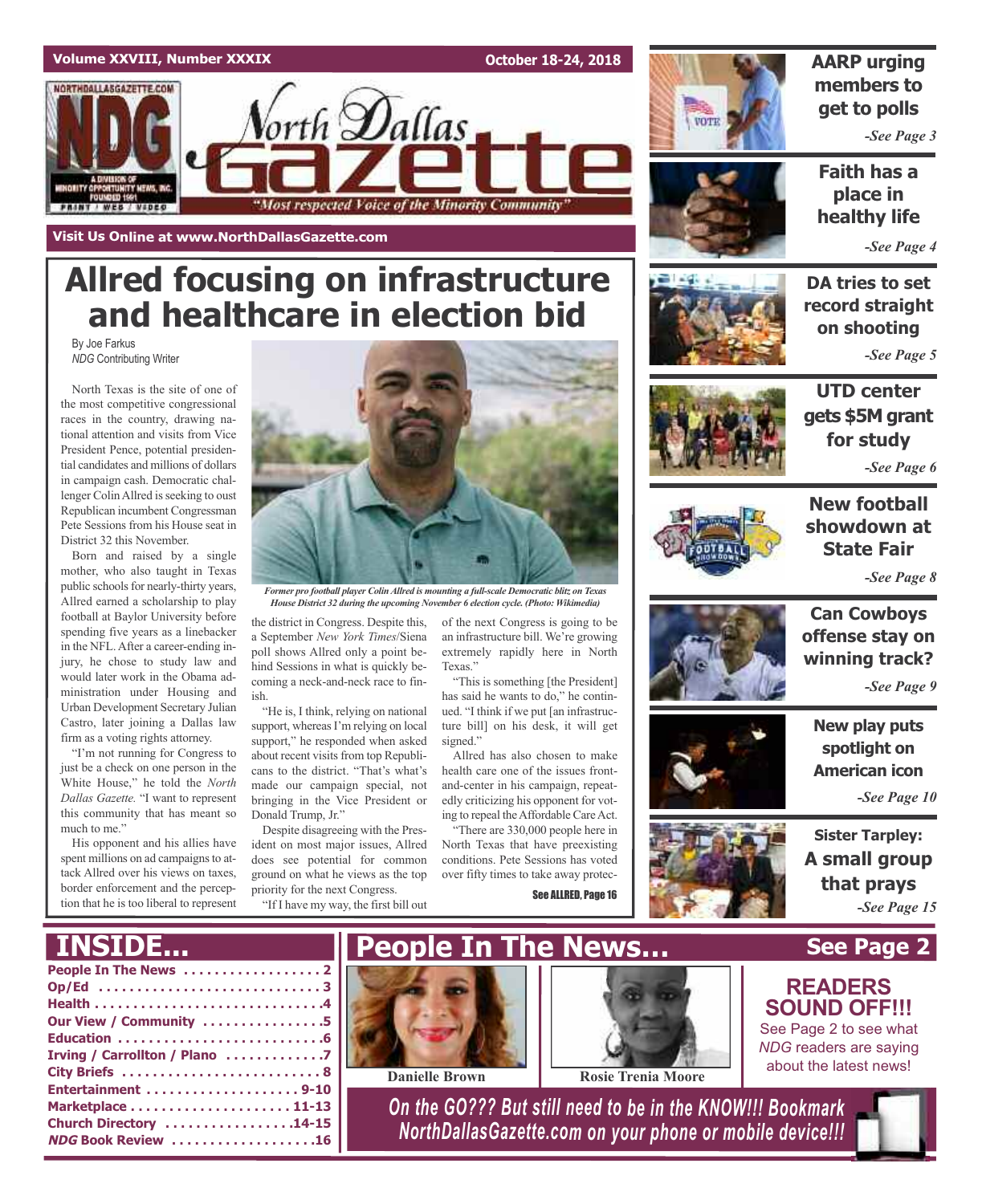Volume XXVIII, Number XXXIX

October 18-24, 2018

# North Dallas Gazette

"Most respected Voice of the Minority Community"

Visit Us Online at www.NorthDallasGazette.com

# Allred focusing on infrastructure and healthcare in election bid

By Joe Farkus
*NDG* Contributing Writer

North Texas is the site of one of the most competitive congressional races in the country, drawing national attention and visits from Vice President Pence, potential presidential candidates and millions of dollars in campaign cash. Democratic challenger Colin Allred is seeking to oust Republican incumbent Congressman Pete Sessions from his House seat in District 32 this November.

Born and raised by a single mother, who also taught in Texas public schools for nearly-thirty years, Allred earned a scholarship to play football at Baylor University before spending five years as a linebacker in the NFL. After a career-ending injury, he chose to study law and would later work in the Obama administration under Housing and Urban Development Secretary Julian Castro, later joining a Dallas law firm as a voting rights attorney.

"I'm not running for Congress to just be a check on one person in the White House," he told the *North Dallas Gazette.* "I want to represent this community that has meant so much to me."

His opponent and his allies have spent millions on ad campaigns to attack Allred over his views on taxes, border enforcement and the perception that he is too liberal to represent the district in Congress. Despite this, a September *New York Times*/Siena poll shows Allred only a point behind Sessions in what is quickly becoming a neck-and-neck race to finish.

*Former pro football player Colin Allred is mounting a full-scale Democratic blitz on Texas House District 32 during the upcoming November 6 election cycle. (Photo: Wikimedia)*

"He is, I think, relying on national support, whereas I'm relying on local support," he responded when asked about recent visits from top Republicans to the district. "That's what's made our campaign special, not bringing in the Vice President or Donald Trump, Jr."

Despite disagreeing with the President on most major issues, Allred does see potential for common ground on what he views as the top priority for the next Congress.

"If I have my way, the first bill out of the next Congress is going to be an infrastructure bill. We're growing extremely rapidly here in North Texas."

"This is something [the President] has said he wants to do," he continued. "I think if we put [an infrastructure bill] on his desk, it will get signed."

Allred has also chosen to make health care one of the issues front-and-center in his campaign, repeatedly criticizing his opponent for voting to repeal the Affordable Care Act.

"There are 330,000 people here in North Texas that have preexisting conditions. Pete Sessions has voted over fifty times to take away protec-

See ALLRED, Page 16

## AARP urging members to get to polls
*-See Page 3*

## Faith has a place in healthy life
*-See Page 4*

## DA tries to set record straight on shooting
*-See Page 5*

## UTD center gets $5M grant for study
*-See Page 6*

## New football showdown at State Fair
*-See Page 8*

## Can Cowboys offense stay on winning track?
*-See Page 9*

## New play puts spotlight on American icon
*-See Page 10*

## Sister Tarpley: A small group that prays
*-See Page 15*

## INSIDE...

- People In The News . . . . . . . . . . 2
- Op/Ed . . . . . . . . . . 3
- Health . . . . . . . . . . 4
- Our View / Community . . . . . . . . . . 5
- Education . . . . . . . . . . 6
- Irving / Carrollton / Plano . . . . . . . . . . 7
- City Briefs . . . . . . . . . . 8
- Entertainment . . . . . . . . . . 9-10
- Marketplace . . . . . . . . . . 11-13
- Church Directory . . . . . . . . . . 14-15
- *NDG* Book Review . . . . . . . . . . 16

## People In The News... See Page 2

Danielle Brown

Rosie Trenia Moore

## READERS SOUND OFF!!!

See Page 2 to see what *NDG* readers are saying about the latest news!

On the GO??? But still need to be in the KNOW!!! Bookmark NorthDallasGazette.com on your phone or mobile device!!!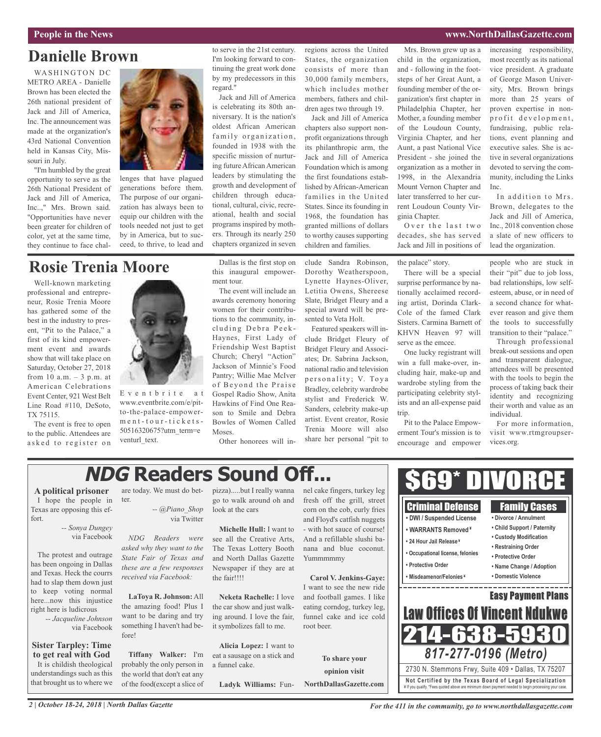# Danielle Brown

WASHINGTON DC METRO AREA - Danielle Brown has been elected the 26th national president of Jack and Jill of America, Inc. The announcement was made at the organization's 43rd National Convention held in Kansas City, Missouri in July.

"I'm humbled by the great opportunity to serve as the 26th National President of Jack and Jill of America, Inc..," Mrs. Brown said. "Opportunities have never been greater for children of color, yet at the same time, they continue to face challenges that have plagued generations before them. The purpose of our organization has always been to equip our children with the tools needed not just to get by in America, but to succeed, to thrive, to lead and to serve in the 21st century. I'm looking forward to continuing the great work done by my predecessors in this regard."

Jack and Jill of America is celebrating its 80th anniversary. It is the nation's oldest African American family organization, founded in 1938 with the specific mission of nurturing future African American leaders by stimulating the growth and development of children through educational, cultural, civic, recreational, health and social programs inspired by mothers. Through its nearly 250 chapters organized in seven regions across the United States, the organization consists of more than 30,000 family members, which includes mother members, fathers and children ages two through 19.

Jack and Jill of America chapters also support nonprofit organizations through its philanthropic arm, the Jack and Jill of America Foundation which is among the first foundations established by African-American families in the United States. Since its founding in 1968, the foundation has granted millions of dollars to worthy causes supporting children and families.

Mrs. Brown grew up as a child in the organization, and - following in the footsteps of her Great Aunt, a founding member of the organization's first chapter in Philadelphia Chapter, her Mother, a founding member of the Loudoun County, Virginia Chapter, and her Aunt, a past National Vice President - she joined the organization as a mother in 1998, in the Alexandria Mount Vernon Chapter and later transferred to her current Loudoun County Virginia Chapter.

Over the last two decades, she has served Jack and Jill in positions of increasing responsibility, most recently as its national vice president. A graduate of George Mason University, Mrs. Brown brings more than 25 years of proven expertise in nonprofit development, fundraising, public relations, event planning and executive sales. She is active in several organizations devoted to serving the community, including the Links Inc.

In addition to Mrs. Brown, delegates to the Jack and Jill of America, Inc., 2018 convention chose a slate of new officers to lead the organization.

# Rosie Trenia Moore

Well-known marketing professional and entrepreneur, Rosie Trenia Moore has gathered some of the best in the industry to present, "Pit to the Palace," a first of its kind empowerment event and awards show that will take place on Saturday, October 27, 2018 from 10 a.m. – 3 p.m. at American Celebrations Event Center, 921 West Belt Line Road #110, DeSoto, TX 75115.

The event is free to open to the public. Attendees are asked to register on Eventbrite at www.eventbrite.com/e/pit-to-the-palace-empowerment-tour-tickets-50516320675?utm_term=eventurl_text.

Dallas is the first stop on this inaugural empowerment tour.

The event will include an awards ceremony honoring women for their contributions to the community, including Debra Peek-Haynes, First Lady of Friendship West Baptist Church; Cheryl "Action" Jackson of Minnie's Food Pantry; Willie Mae McIver of Beyond the Praise Gospel Radio Show, Anita Hawkins of Find One Reason to Smile and Debra Bowles of Women Called Moses.

Other honorees will include Sandra Robinson, Dorothy Weatherspoon, Lynette Haynes-Oliver, Letitia Owens, Shereese Slate, Bridget Fleury and a special award will be presented to Veta Holt.

Featured speakers will include Bridget Fleury of Bridget Fleury and Associates; Dr. Sabrina Jackson, national radio and television personality; V. Toya Bradley, celebrity wardrobe stylist and Frederick W. Sanders, celebrity make-up artist. Event creator, Rosie Trenia Moore will also share her personal "pit to the palace" story.

There will be a special surprise performance by nationally acclaimed recording artist, Dorinda Clark-Cole of the famed Clark Sisters. Carmina Barnett of KHVN Heaven 97 will serve as the emcee.

One lucky registrant will win a full make-over, including hair, make-up and wardrobe styling from the participating celebrity stylists and an all-expense paid trip.

Pit to the Palace Empowerment Tour's mission is to encourage and empower people who are stuck in their "pit" due to job loss, bad relationships, low self-esteem, abuse, or in need of a second chance for whatever reason and give them the tools to successfully transition to their "palace."

Through professional break-out sessions and open and transparent dialogue, attendees will be presented with the tools to begin the process of taking back their identity and recognizing their worth and value as an individual.

For more information, visit www.rtmgroupservices.org.

# *NDG* Readers Sound Off...

**A political prisoner**

I hope the people in Texas are opposing this effort.

*-- Sonya Dungey* via Facebook

The protest and outrage has been ongoing in Dallas and Texas. Heck the courrs had to slap them down just to keep voting normal here...now this injustice right here is ludicrous

*-- Jacqueline Johnson* via Facebook

**Sister Tarpley: Time to get real with God**

It is childish theological understandings such as this that brought us to where we are today. We must do better.

*-- @Piano_Shop* via Twitter

*NDG Readers were asked why they want to the State Fair of Texas and these are a few responses received via Facebook:*

**LaToya R. Johnson:** All the amazing food! Plus I want to be daring and try something I haven't had before!

**Tiffany Walker:** I'm probably the only person in the world that don't eat any of the food(except a slice of pizza).....but I really wanna go to walk around oh and look at the cars

**Michelle Hull:** I want to see all the Creative Arts, The Texas Lottery Booth and North Dallas Gazette Newspaper if they are at the fair!!!!

**Neketa Rachelle:** I love the car show and just walking around. I love the fair, it symbolizes fall to me.

**Alicia Lopez:** I want to eat a sausage on a stick and a funnel cake.

**Ladyk Williams:** Funnel cake fingers, turkey leg fresh off the grill, street corn on the cob, curly fries and Floyd's catfish nuggets - with hot sauce of course! And a refillable slushi banana and blue coconut. Yummmmmy

**Carol V. Jenkins-Gaye:** I want to see the new ride and football games. I like eating corndog, turkey leg, funnel cake and ice cold root beer.

**To share your opinion visit NorthDallasGazette.com**

---

# $69* DIVORCE

**Criminal Defense**
- DWI / Suspended License
- WARRANTS Removed¥
- 24 Hour Jail Release¥
- Occupational license, felonies
- Protective Order
- Misdeamenor/Felonies¥

**Family Cases**
- Divorce / Annulment
- Child Support / Paternity
- Custody Modification
- Restraining Order
- Protective Order
- Name Change / Adoption
- Domestic Violence

**Easy Payment Plans**

**Law Offices Of Vincent Ndukwe**

**214-638-5930**

***817-277-0196 (Metro)***

2730 N. Stemmons Frwy, Suite 409 • Dallas, TX 75207

**Not Certified by the Texas Board of Legal Specialization**

¥ If you qualify. *Fees quoted above are minimum down payment needed to begin processing your case.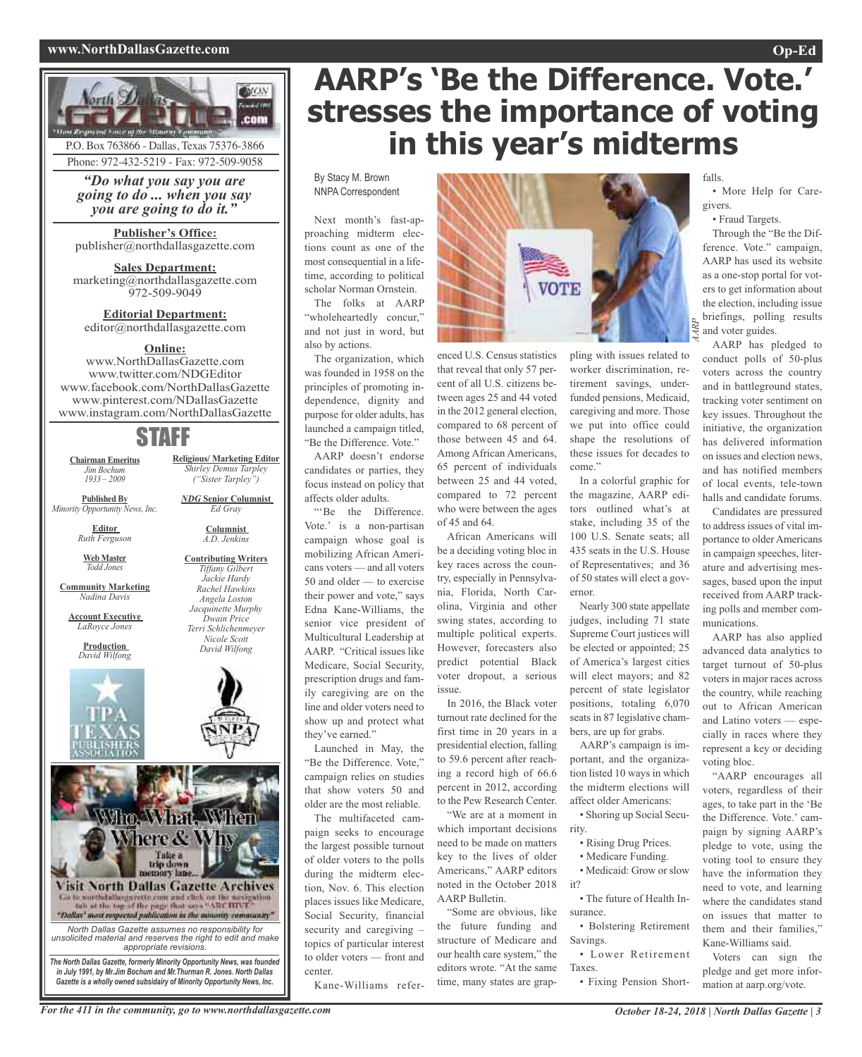P.O. Box 763866 - Dallas, Texas 75376-3866
Phone: 972-432-5219 - Fax: 972-509-9058

*"Do what you say you are going to do ... when you say you are going to do it."*

**Publisher's Office:**
publisher@northdallasgazette.com

**Sales Department:**
marketing@northdallasgazette.com
972-509-9049

**Editorial Department:**
editor@northdallasgazette.com

**Online:**
www.NorthDallasGazette.com
www.twitter.com/NDGEditor
www.facebook.com/NorthDallasGazette
www.pinterest.com/NDallasGazette
www.instagram.com/NorthDallasGazette

## STAFF

**Chairman Emeritus**
*Jim Bochum*
*1933 – 2009*

**Published By**
*Minority Opportunity News, Inc.*

**Editor**
*Ruth Ferguson*

**Web Master**
*Todd Jones*

**Community Marketing**
*Nadina Davis*

**Account Executive**
*LaRoyce Jones*

**Production**
*David Wilfong*

**Religious/ Marketing Editor**
*Shirley Demus Tarpley*
*("Sister Tarpley")*

***NDG* Senior Columnist**
*Ed Gray*

**Columnist**
*A.D. Jenkins*

**Contributing Writers**
*Tiffany Gilbert*
*Jackie Hardy*
*Rachel Hawkins*
*Angela Loston*
*Jacquinette Murphy*
*Dwain Price*
*Terri Schlichenmeyer*
*Nicole Scott*
*David Wilfong*

Who, What, When, Where & Why
Take a trip down memory lane...
Visit North Dallas Gazette Archives
Go to northdallasgazette.com and click on the navigation tab at the top of the page that says "ARCHIVE"
"Dallas' most respected publication in the minority community"

*North Dallas Gazette assumes no responsibility for unsolicited material and reserves the right to edit and make appropriate revisions.*

***The North Dallas Gazette, formerly Minority Opportunity News, was founded in July 1991, by Mr.Jim Bochum and Mr.Thurman R. Jones. North Dallas Gazette is a wholly owned subsidairy of Minority Opportunity News, Inc.***

# AARP's 'Be the Difference. Vote.' stresses the importance of voting in this year's midterms

By Stacy M. Brown
NNPA Correspondent

Next month's fast-approaching midterm elections count as one of the most consequential in a lifetime, according to political scholar Norman Ornstein.

The folks at AARP "wholeheartedly concur," and not just in word, but also by actions.

The organization, which was founded in 1958 on the principles of promoting independence, dignity and purpose for older adults, has launched a campaign titled, "Be the Difference. Vote."

AARP doesn't endorse candidates or parties, they focus instead on policy that affects older adults.

"'Be the Difference. Vote.' is a non-partisan campaign whose goal is mobilizing African Americans voters — and all voters 50 and older — to exercise their power and vote," says Edna Kane-Williams, the senior vice president of Multicultural Leadership at AARP. "Critical issues like Medicare, Social Security, prescription drugs and family caregiving are on the line and older voters need to show up and protect what they've earned."

Launched in May, the "Be the Difference. Vote," campaign relies on studies that show voters 50 and older are the most reliable.

The multifaceted campaign seeks to encourage the largest possible turnout of older voters to the polls during the midterm election, Nov. 6. This election places issues like Medicare, Social Security, financial security and caregiving – topics of particular interest to older voters — front and center.

Kane-Williams referenced U.S. Census statistics that reveal that only 57 percent of all U.S. citizens between ages 25 and 44 voted in the 2012 general election, compared to 68 percent of those between 45 and 64. Among African Americans, 65 percent of individuals between 25 and 44 voted, compared to 72 percent who were between the ages of 45 and 64.

African Americans will be a deciding voting bloc in key races across the country, especially in Pennsylvania, Florida, North Carolina, Virginia and other swing states, according to multiple political experts. However, forecasters also predict potential Black voter dropout, a serious issue.

In 2016, the Black voter turnout rate declined for the first time in 20 years in a presidential election, falling to 59.6 percent after reaching a record high of 66.6 percent in 2012, according to the Pew Research Center.

"We are at a moment in which important decisions need to be made on matters key to the lives of older Americans," AARP editors noted in the October 2018 AARP Bulletin.

"Some are obvious, like the future funding and structure of Medicare and our health care system," the editors wrote. "At the same time, many states are grappling with issues related to worker discrimination, retirement savings, underfunded pensions, Medicaid, caregiving and more. Those we put into office could shape the resolutions of these issues for decades to come."

In a colorful graphic for the magazine, AARP editors outlined what's at stake, including 35 of the 100 U.S. Senate seats; all 435 seats in the U.S. House of Representatives; and 36 of 50 states will elect a governor.

Nearly 300 state appellate judges, including 71 state Supreme Court justices will be elected or appointed; 25 of America's largest cities will elect mayors; and 82 percent of state legislator positions, totaling 6,070 seats in 87 legislative chambers, are up for grabs.

AARP's campaign is important, and the organization listed 10 ways in which the midterm elections will affect older Americans:

- Shoring up Social Security.
- Rising Drug Prices.
- Medicare Funding.
- Medicaid: Grow or slow it?
- The future of Health Insurance.
- Bolstering Retirement Savings.
- Lower Retirement Taxes.
- Fixing Pension Shortfalls.
- More Help for Caregivers.
- Fraud Targets.

Through the "Be the Difference. Vote." campaign, AARP has used its website as a one-stop portal for voters to get information about the election, including issue briefings, polling results and voter guides.

AARP has pledged to conduct polls of 50-plus voters across the country and in battleground states, tracking voter sentiment on key issues. Throughout the initiative, the organization has delivered information on issues and election news, and has notified members of local events, tele-town halls and candidate forums.

Candidates are pressured to address issues of vital importance to older Americans in campaign speeches, literature and advertising messages, based upon the input received from AARP tracking polls and member communications.

AARP has also applied advanced data analytics to target turnout of 50-plus voters in major races across the country, while reaching out to African American and Latino voters — especially in races where they represent a key or deciding voting bloc.

"AARP encourages all voters, regardless of their ages, to take part in the 'Be the Difference. Vote.' campaign by signing AARP's pledge to vote, using the voting tool to ensure they have the information they need to vote, and learning where the candidates stand on issues that matter to them and their families," Kane-Williams said.

Voters can sign the pledge and get more information at aarp.org/vote.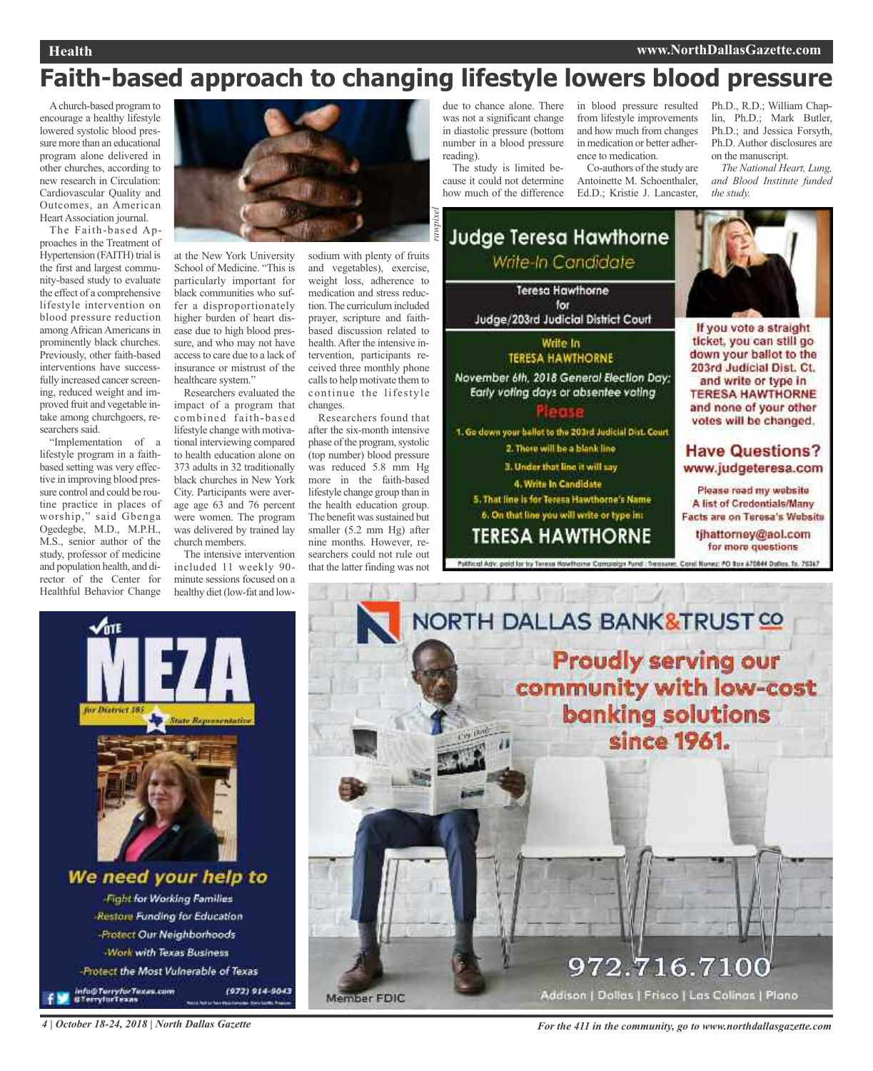# Faith-based approach to changing lifestyle lowers blood pressure

A church-based program to encourage a healthy lifestyle lowered systolic blood pressure more than an educational program alone delivered in other churches, according to new research in Circulation: Cardiovascular Quality and Outcomes, an American Heart Association journal.

The Faith-based Approaches in the Treatment of Hypertension (FAITH) trial is the first and largest community-based study to evaluate the effect of a comprehensive lifestyle intervention on blood pressure reduction among African Americans in prominently black churches. Previously, other faith-based interventions have successfully increased cancer screening, reduced weight and improved fruit and vegetable intake among churchgoers, researchers said.

"Implementation of a lifestyle program in a faith-based setting was very effective in improving blood pressure control and could be routine practice in places of worship," said Gbenga Ogedegbe, M.D., M.P.H., M.S., senior author of the study, professor of medicine and population health, and director of the Center for Healthful Behavior Change at the New York University School of Medicine. "This is particularly important for black communities who suffer a disproportionately higher burden of heart disease due to high blood pressure, and who may not have access to care due to a lack of insurance or mistrust of the healthcare system."

Researchers evaluated the impact of a program that combined faith-based lifestyle change with motivational interviewing compared to health education alone on 373 adults in 32 traditionally black churches in New York City. Participants were average age 63 and 76 percent were women. The program was delivered by trained lay church members.

The intensive intervention included 11 weekly 90-minute sessions focused on a healthy diet (low-fat and low-sodium with plenty of fruits and vegetables), exercise, weight loss, adherence to medication and stress reduction. The curriculum included prayer, scripture and faith-based discussion related to health. After the intensive intervention, participants received three monthly phone calls to help motivate them to continue the lifestyle changes.

Researchers found that after the six-month intensive phase of the program, systolic (top number) blood pressure was reduced 5.8 mm Hg more in the faith-based lifestyle change group than in the health education group. The benefit was sustained but smaller (5.2 mm Hg) after nine months. However, researchers could not rule out that the latter finding was not due to chance alone. There was not a significant change in diastolic pressure (bottom number in a blood pressure reading).

The study is limited because it could not determine how much of the difference in blood pressure resulted from lifestyle improvements and how much from changes in medication or better adherence to medication.

Co-authors of the study are Antoinette M. Schoenthaler, Ed.D.; Kristie J. Lancaster, Ph.D., R.D.; William Chaplin, Ph.D.; Mark Butler, Ph.D.; and Jessica Forsyth, Ph.D. Author disclosures are on the manuscript.

*The National Heart, Lung, and Blood Institute funded the study.*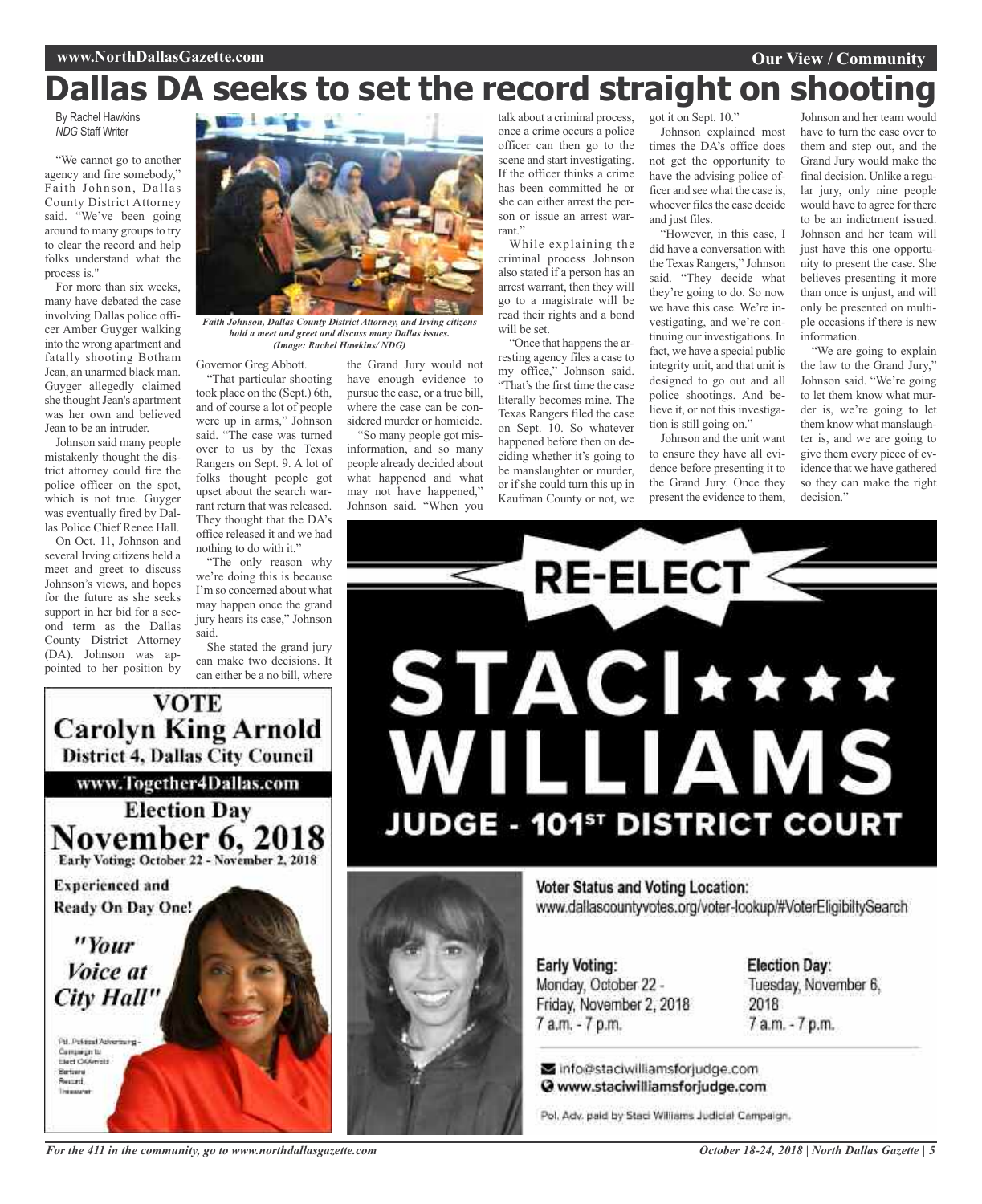# Dallas DA seeks to set the record straight on shooting

By Rachel Hawkins
*NDG* Staff Writer

"We cannot go to another agency and fire somebody," Faith Johnson, Dallas County District Attorney said. "We've been going around to many groups to try to clear the record and help folks understand what the process is."

For more than six weeks, many have debated the case involving Dallas police officer Amber Guyger walking into the wrong apartment and fatally shooting Botham Jean, an unarmed black man. Guyger allegedly claimed she thought Jean's apartment was her own and believed Jean to be an intruder.

Johnson said many people mistakenly thought the district attorney could fire the police officer on the spot, which is not true. Guyger was eventually fired by Dallas Police Chief Renee Hall.

On Oct. 11, Johnson and several Irving citizens held a meet and greet to discuss Johnson's views, and hopes for the future as she seeks support in her bid for a second term as the Dallas County District Attorney (DA). Johnson was appointed to her position by Governor Greg Abbott.

*Faith Johnson, Dallas County District Attorney, and Irving citizens hold a meet and greet and discuss many Dallas issues. (Image: Rachel Hawkins/ NDG)*

"That particular shooting took place on the (Sept.) 6th, and of course a lot of people were up in arms," Johnson said. "The case was turned over to us by the Texas Rangers on Sept. 9. A lot of folks thought people got upset about the search warrant return that was released. They thought that the DA's office released it and we had nothing to do with it."

"The only reason why we're doing this is because I'm so concerned about what may happen once the grand jury hears its case," Johnson said.

She stated the grand jury can make two decisions. It can either be a no bill, where the Grand Jury would not have enough evidence to pursue the case, or a true bill, where the case can be considered murder or homicide.

"So many people got misinformation, and so many people already decided about what happened and what may not have happened," Johnson said. "When you talk about a criminal process, once a crime occurs a police officer can then go to the scene and start investigating. If the officer thinks a crime has been committed he or she can either arrest the person or issue an arrest warrant."

While explaining the criminal process Johnson also stated if a person has an arrest warrant, then they will go to a magistrate will be read their rights and a bond will be set.

"Once that happens the arresting agency files a case to my office," Johnson said. "That's the first time the case literally becomes mine. The Texas Rangers filed the case on Sept. 10. So whatever happened before then on deciding whether it's going to be manslaughter or murder, or if she could turn this up in Kaufman County or not, we got it on Sept. 10."

Johnson explained most times the DA's office does not get the opportunity to have the advising police officer and see what the case is, whoever files the case decide and just files.

"However, in this case, I did have a conversation with the Texas Rangers," Johnson said. "They decide what they're going to do. So now we have this case. We're investigating, and we're continuing our investigations. In fact, we have a special public integrity unit, and that unit is designed to go out and all police shootings. And believe it, or not this investigation is still going on."

Johnson and the unit want to ensure they have all evidence before presenting it to the Grand Jury. Once they present the evidence to them, Johnson and her team would have to turn the case over to them and step out, and the Grand Jury would make the final decision. Unlike a regular jury, only nine people would have to agree for there to be an indictment issued. Johnson and her team will just have this one opportunity to present the case. She believes presenting it more than once is unjust, and will only be presented on multiple occasions if there is new information.

"We are going to explain the law to the Grand Jury," Johnson said. "We're going to let them know what murder is, we're going to let them know what manslaughter is, and we are going to give them every piece of evidence that we have gathered so they can make the right decision."

---

**VOTE**
**Carolyn King Arnold**
**District 4, Dallas City Council**
www.Together4Dallas.com

**Election Day**
**November 6, 2018**
Early Voting: October 22 - November 2, 2018

**Experienced and Ready On Day One!**

*"Your Voice at City Hall"*

Pd. Political Advertising - Campaign to Elect C.K.Arnold Barbara Record, Treasurer

---

**RE-ELECT**
**STACI WILLIAMS**
**JUDGE - 101ST DISTRICT COURT**

**Voter Status and Voting Location:**
www.dallascountyvotes.org/voter-lookup/#VoterEligibiltySearch

**Early Voting:**
Monday, October 22 - Friday, November 2, 2018
7 a.m. - 7 p.m.

**Election Day:**
Tuesday, November 6, 2018
7 a.m. - 7 p.m.

info@staciwilliamsforjudge.com
www.staciwilliamsforjudge.com

Pol. Adv. paid by Staci Williams Judicial Campaign.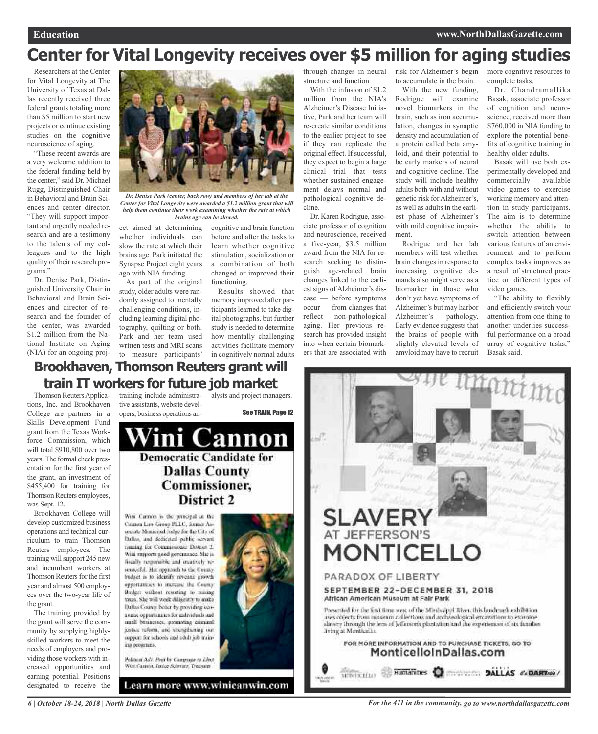# Center for Vital Longevity receives over $5 million for aging studies

Researchers at the Center for Vital Longevity at The University of Texas at Dallas recently received three federal grants totaling more than $5 million to start new projects or continue existing studies on the cognitive neuroscience of aging.

"These recent awards are a very welcome addition to the federal funding held by the center," said Dr. Michael Rugg, Distinguished Chair in Behavioral and Brain Sciences and center director. "They will support important and urgently needed research and are a testimony to the talents of my colleagues and to the high quality of their research programs."

*Dr. Denise Park (center, back row) and members of her lab at the Center for Vital Longevity were awarded a $1.2 million grant that will help them continue their work examining whether the rate at which brains age can be slowed.*

Dr. Denise Park, Distinguished University Chair in Behavioral and Brain Sciences and director of research and the founder of the center, was awarded $1.2 million from the National Institute on Aging (NIA) for an ongoing project aimed at determining whether individuals can slow the rate at which their brains age. Park initiated the Synapse Project eight years ago with NIA funding.

As part of the original study, older adults were randomly assigned to mentally challenging conditions, including learning digital photography, quilting or both. Park and her team used written tests and MRI scans to measure participants' cognitive and brain function before and after the tasks to learn whether cognitive stimulation, socialization or a combination of both changed or improved their functioning.

Results showed that memory improved after participants learned to take digital photographs, but further study is needed to determine how mentally challenging activities facilitate memory in cognitively normal adults through changes in neural structure and function.

With the infusion of $1.2 million from the NIA's Alzheimer's Disease Initiative, Park and her team will re-create similar conditions to the earlier project to see if they can replicate the original effect. If successful, they expect to begin a large clinical trial that tests whether sustained engagement delays normal and pathological cognitive decline.

Dr. Karen Rodrigue, associate professor of cognition and neuroscience, received a five-year, $3.5 million award from the NIA for research seeking to distinguish age-related brain changes linked to the earliest signs of Alzheimer's disease — before symptoms occur — from changes that reflect non-pathological aging. Her previous research has provided insight into when certain biomarkers that are associated with risk for Alzheimer's begin to accumulate in the brain.

With the new funding, Rodrigue will examine novel biomarkers in the brain, such as iron accumulation, changes in synaptic density and accumulation of a protein called beta amyloid, and their potential to be early markers of neural and cognitive decline. The study will include healthy adults both with and without genetic risk for Alzheimer's, as well as adults in the earliest phase of Alzheimer's with mild cognitive impairment.

Rodrigue and her lab members will test whether brain changes in response to increasing cognitive demands also might serve as a biomarker in those who don't yet have symptoms of Alzheimer's but may harbor Alzheimer's pathology. Early evidence suggests that the brains of people with slightly elevated levels of amyloid may have to recruit more cognitive resources to complete tasks.

Dr. Chandramallika Basak, associate professor of cognition and neuroscience, received more than $760,000 in NIA funding to explore the potential benefits of cognitive training in healthy older adults.

Basak will use both experimentally developed and commercially available video games to exercise working memory and attention in study participants. The aim is to determine whether the ability to switch attention between various features of an environment and to perform complex tasks improves as a result of structured practice on different types of video games.

"The ability to flexibly and efficiently switch your attention from one thing to another underlies successful performance on a broad array of cognitive tasks," Basak said.

# Brookhaven, Thomson Reuters grant will train IT workers for future job market

Thomson Reuters Applications, Inc. and Brookhaven College are partners in a Skills Development Fund grant from the Texas Workforce Commission, which will total $910,800 over two years. The formal check presentation for the first year of the grant, an investment of $455,400 for training for Thomson Reuters employees, was Sept. 12.

Brookhaven College will develop customized business operations and technical curriculum to train Thomson Reuters employees. The training will support 245 new and incumbent workers at Thomson Reuters for the first year and almost 500 employees over the two-year life of the grant.

The training provided by the grant will serve the community by supplying highly-skilled workers to meet the needs of employers and providing those workers with increased opportunities and earning potential. Positions designated to receive the training include administrative assistants, website developers, business operations analysts and project managers.

See TRAIN, Page 12

## Wini Cannon

### Democratic Candidate for Dallas County Commissioner, District 2

Wini Cannon is the principal at the Cannon Law Group PLLC, former Associate Municipal Judge for the City of Dallas, and dedicated public servant running for Commissioner District 2. Wini supports good governance. She is fiscally responsible and creatively resourceful. Her approach to the County budget is to identify revenue growth opportunities to increase the County Budget without resorting to raising taxes. She will work diligently to make Dallas County better by providing economic opportunities for individuals and small businesses, promoting criminal justice reform, and strengthening our support for schools and adult job training programs.

Political Adv. Paid by Campaign to Elect Wini Cannon, Janice Schwartz, Treasurer

Learn more www.winicanwin.com

## SLAVERY AT JEFFERSON'S MONTICELLO

PARADOX OF LIBERTY

SEPTEMBER 22–DECEMBER 31, 2018
African American Museum at Fair Park

Presented for the first time west of the Mississippi River, this landmark exhibition uses objects from museum collections and archaeological excavations to examine slavery through the lens of Jefferson's plantation and the experiences of six families living at Monticello.

FOR MORE INFORMATION AND TO PURCHASE TICKETS, GO TO
MonticelloInDallas.com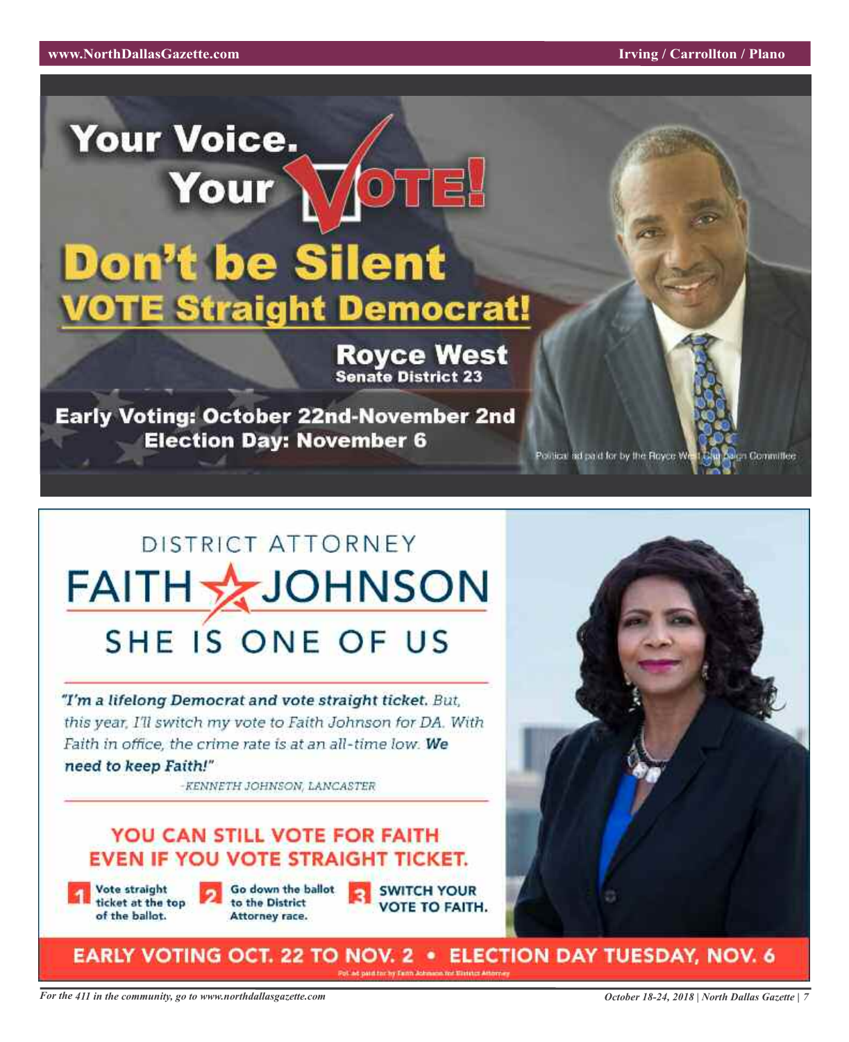# Your Voice. Your VOTE!

## Don't be Silent

## VOTE Straight Democrat!

**Royce West**
**Senate District 23**

**Early Voting: October 22nd-November 2nd**
**Election Day: November 6**

Political ad paid for by the Royce West Campaign Committee

---

DISTRICT ATTORNEY

# FAITH JOHNSON

## SHE IS ONE OF US

*"**I'm a lifelong Democrat and vote straight ticket.** But, this year, I'll switch my vote to Faith Johnson for DA. With Faith in office, the crime rate is at an all-time low. **We need to keep Faith!**"*

-KENNETH JOHNSON, LANCASTER

## YOU CAN STILL VOTE FOR FAITH EVEN IF YOU VOTE STRAIGHT TICKET.

1. Vote straight ticket at the top of the ballot.
2. Go down the ballot to the District Attorney race.
3. SWITCH YOUR VOTE TO FAITH.

**EARLY VOTING OCT. 22 TO NOV. 2 • ELECTION DAY TUESDAY, NOV. 6**

Pol. ad paid for by Faith Johnson for District Attorney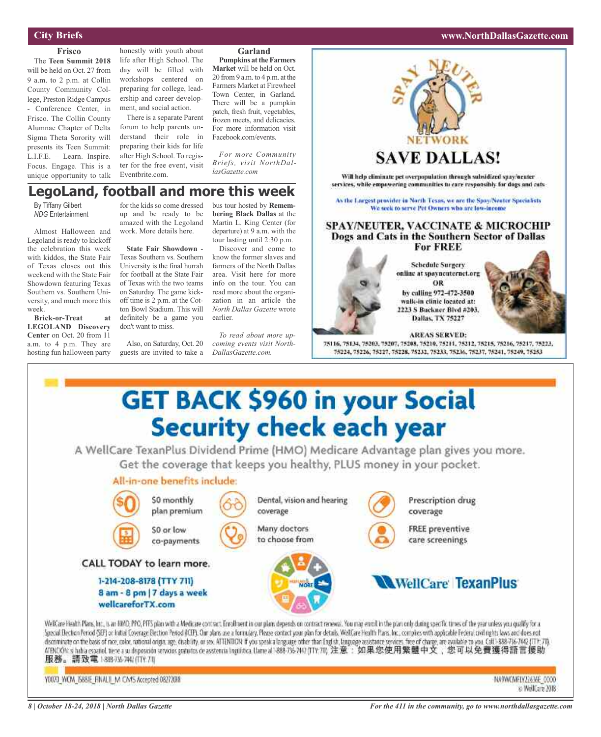## City Briefs

### Frisco

The **Teen Summit 2018** will be held on Oct. 27 from 9 a.m. to 2 p.m. at Collin County Community College, Preston Ridge Campus - Conference Center, in Frisco. The Collin County Alumnae Chapter of Delta Sigma Theta Sorority will presents its Teen Summit: L.I.F.E. – Learn. Inspire. Focus. Engage. This is a unique opportunity to talk honestly with youth about life after High School. The day will be filled with workshops centered on preparing for college, leadership and career development, and social action.

There is a separate Parent forum to help parents understand their role in preparing their kids for life after High School. To register for the free event, visit Eventbrite.com.

### Garland

**Pumpkins at the Farmers Market** will be held on Oct. 20 from 9 a.m. to 4 p.m. at the Farmers Market at Firewheel Town Center, in Garland. There will be a pumpkin patch, fresh fruit, vegetables, frozen meets, and delicacies. For more information visit Facebook.com/events.

*For more Community Briefs, visit NorthDallasGazette.com*

# LegoLand, football and more this week

By Tiffany Gilbert
*NDG* Entertainment

Almost Halloween and Legoland is ready to kickoff the celebration this week with kiddos, the State Fair of Texas closes out this weekend with the State Fair Showdown featuring Texas Southern vs. Southern University, and much more this week.

**Brick-or-Treat at LEGOLAND Discovery Center** on Oct. 20 from 11 a.m. to 4 p.m. They are hosting fun halloween party for the kids so come dressed up and be ready to be amazed with the Legoland work. More details here.

**State Fair Showdown** - Texas Southern vs. Southern University is the final hurrah for football at the State Fair of Texas with the two teams on Saturday. The game kickoff time is 2 p.m. at the Cotton Bowl Stadium. This will definitely be a game you don't want to miss.

Also, on Saturday, Oct. 20 guests are invited to take a bus tour hosted by **Remembering Black Dallas** at the Martin L. King Center (for departure) at 9 a.m. with the tour lasting until 2:30 p.m.

Discover and come to know the former slaves and farmers of the North Dallas area. Visit here for more info on the tour. You can read more about the organization in an article the *North Dallas Gazette* wrote earlier.

*To read about more upcoming events visit NorthDallasGazette.com.*

---

SPAY NEUTER NETWORK

# SAVE DALLAS!

Will help eliminate pet overpopulation through subsidized spay/neuter services, while empowering communities to care responsibly for dogs and cats

As the Largest provider in North Texas, we are the Spay/Neuter Specialists
We seek to serve Pet Owners who are low-income

**SPAY/NEUTER, VACCINATE & MICROCHIP Dogs and Cats in the Southern Sector of Dallas For FREE**

Schedule Surgery online at spayneuternet.org
OR
by calling 972-472-3500
walk-in clinic located at:
2223 S Buckner Blvd #203,
Dallas, TX 75227

**AREAS SERVED:**
75116, 75134, 75203, 75207, 75208, 75210, 75211, 75212, 75215, 75216, 75217, 75223, 75224, 75226, 75227, 75228, 75232, 75233, 75236, 75237, 75241, 75249, 75253

---

# GET BACK $960 in your Social Security check each year

A WellCare TexanPlus Dividend Prime (HMO) Medicare Advantage plan gives you more. Get the coverage that keeps you healthy, PLUS money in your pocket.

All-in-one benefits include:

- $0 monthly plan premium
- $0 or low co-payments
- Dental, vision and hearing coverage
- Many doctors to choose from
- Prescription drug coverage
- FREE preventive care screenings

CALL TODAY to learn more.

1-214-208-8178 (TTY 711)
8 am - 8 pm | 7 days a week
wellcareforTX.com

WellCare | TexanPlus

WellCare Health Plans, Inc., is an HMO, PPO, PFFS plan with a Medicare contract. Enrollment in our plans depends on contract renewal. You may enroll in the plan only during specific times of the year unless you qualify for a Special Election Period (SEP) or Initial Coverage Election Period (ICEP). Our plans use a formulary. Please contact your plan for details. WellCare Health Plans, Inc., complies with applicable Federal civil rights laws and does not discriminate on the basis of race, color, national origin, age, disability, or sex. ATTENTION: If you speak a language other than English, language assistance services, free of charge, are available to you. Call 1-888-736-7442 (TTY: 711). ATENCIÓN: si habla español, tiene a su disposición servicios gratuitos de asistencia lingüística. Llame al 1-888-736-7442 (TTY: 711). 注意：如果您使用繁體中文，您可以免費獲得語言援助服務。請致電 1-888-736-7442 (TTY: 711)

Y0070_WCM_15881E_FINAL_M CMS Accepted 08272018

NA7WCMFLY22636E_0000
© WellCare 2018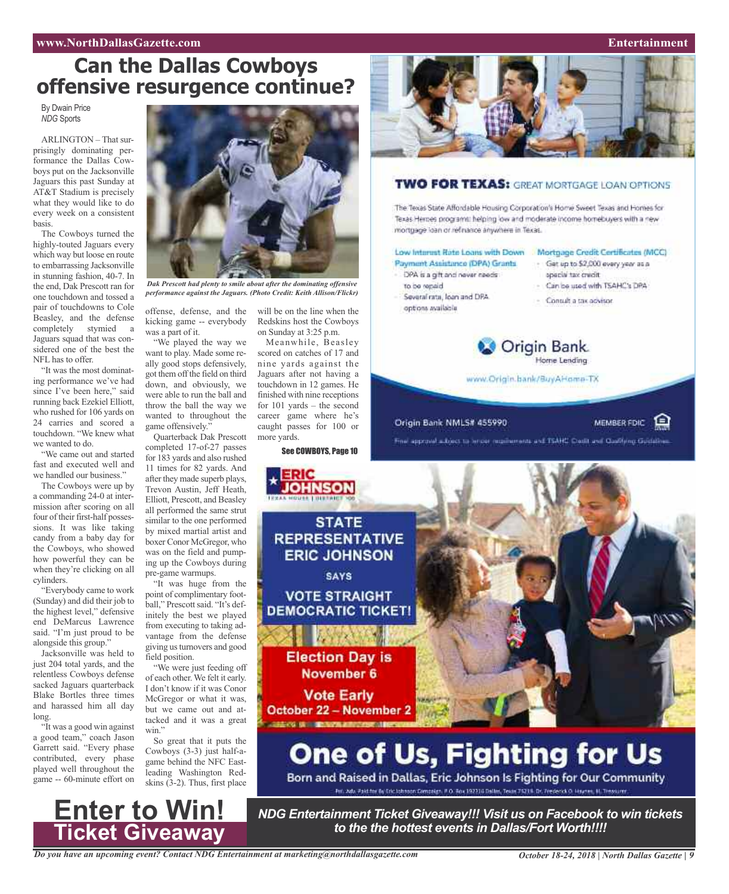# Can the Dallas Cowboys offensive resurgence continue?

By Dwain Price
*NDG* Sports

ARLINGTON – That surprisingly dominating performance the Dallas Cowboys put on the Jacksonville Jaguars this past Sunday at AT&T Stadium is precisely what they would like to do every week on a consistent basis.

The Cowboys turned the highly-touted Jaguars every which way but loose en route to embarrassing Jacksonville in stunning fashion, 40-7. In the end, Dak Prescott ran for one touchdown and tossed a pair of touchdowns to Cole Beasley, and the defense completely stymied a Jaguars squad that was considered one of the best the NFL has to offer.

"It was the most dominating performance we've had since I've been here," said running back Ezekiel Elliott, who rushed for 106 yards on 24 carries and scored a touchdown. "We knew what we wanted to do.

"We came out and started fast and executed well and we handled our business."

The Cowboys were up by a commanding 24-0 at intermission after scoring on all four of their first-half possessions. It was like taking candy from a baby day for the Cowboys, who showed how powerful they can be when they're clicking on all cylinders.

"Everybody came to work (Sunday) and did their job to the highest level," defensive end DeMarcus Lawrence said. "I'm just proud to be alongside this group."

Jacksonville was held to just 204 total yards, and the relentless Cowboys defense sacked Jaguars quarterback Blake Bortles three times and harassed him all day long.

"It was a good win against a good team," coach Jason Garrett said. "Every phase contributed, every phase played well throughout the game -- 60-minute effort on offense, defense, and the kicking game -- everybody was a part of it.

"We played the way we want to play. Made some really good stops defensively, got them off the field on third down, and obviously, we were able to run the ball and throw the ball the way we wanted to throughout the game offensively."

*Dak Prescott had plenty to smile about after the dominating offensive performance against the Jaguars. (Photo Credit: Keith Allison/Flickr)*

Quarterback Dak Prescott completed 17-of-27 passes for 183 yards and also rushed 11 times for 82 yards. And after they made superb plays, Trevon Austin, Jeff Heath, Elliott, Prescott, and Beasley all performed the same strut similar to the one performed by mixed martial artist and boxer Conor McGregor, who was on the field and pumping up the Cowboys during pre-game warmups.

"It was huge from the point of complimentary football," Prescott said. "It's definitely the best we played from executing to taking advantage from the defense giving us turnovers and good field position.

"We were just feeding off of each other. We felt it early. I don't know if it was Conor McGregor or what it was, but we came out and attacked and it was a great win."

So great that it puts the Cowboys (3-3) just half-a-game behind the NFC East-leading Washington Redskins (3-2). Thus, first place will be on the line when the Redskins host the Cowboys on Sunday at 3:25 p.m.

Meanwhile, Beasley scored on catches of 17 and nine yards against the Jaguars after not having a touchdown in 12 games. He finished with nine receptions for 101 yards – the second career game where he's caught passes for 100 or more yards.

**See COWBOYS, Page 10**

**TWO FOR TEXAS:** GREAT MORTGAGE LOAN OPTIONS

The Texas State Affordable Housing Corporation's Home Sweet Texas and Homes for Texas Heroes programs helping low and moderate income homebuyers with a new mortgage loan or refinance anywhere in Texas.

**Low Interest Rate Loans with Down Payment Assistance (DPA) Grants**
- DPA is a gift and never needs to be repaid
- Several rate, loan and DPA options available

**Mortgage Credit Certificates (MCC)**
- Get up to $2,000 every year as a special tax credit
- Can be used with TSAHC's DPA
- Consult a tax advisor

Origin Bank Home Lending
www.Origin.bank/BuyAHome-TX
Origin Bank NMLS# 455990 MEMBER FDIC
Final approval subject to lender requirements and TSAHC Credit and Qualifying Guidelines.

ERIC JOHNSON
TEXAS HOUSE | DISTRICT 100

STATE REPRESENTATIVE ERIC JOHNSON SAYS VOTE STRAIGHT DEMOCRATIC TICKET!

Election Day is November 6
Vote Early October 22 – November 2

**One of Us, Fighting for Us**
Born and Raised in Dallas, Eric Johnson Is Fighting for Our Community
Pol. Adv. Paid for By Eric Johnson Campaign, P.O. Box 192316 Dallas, Texas 75219. Dr. Frederick D. Haynes, III, Treasurer.

# Enter to Win! Ticket Giveaway

***NDG Entertainment Ticket Giveaway!!! Visit us on Facebook to win tickets to the the hottest events in Dallas/Fort Worth!!!!***

*Do you have an upcoming event? Contact NDG Entertainment at marketing@northdallasgazette.com*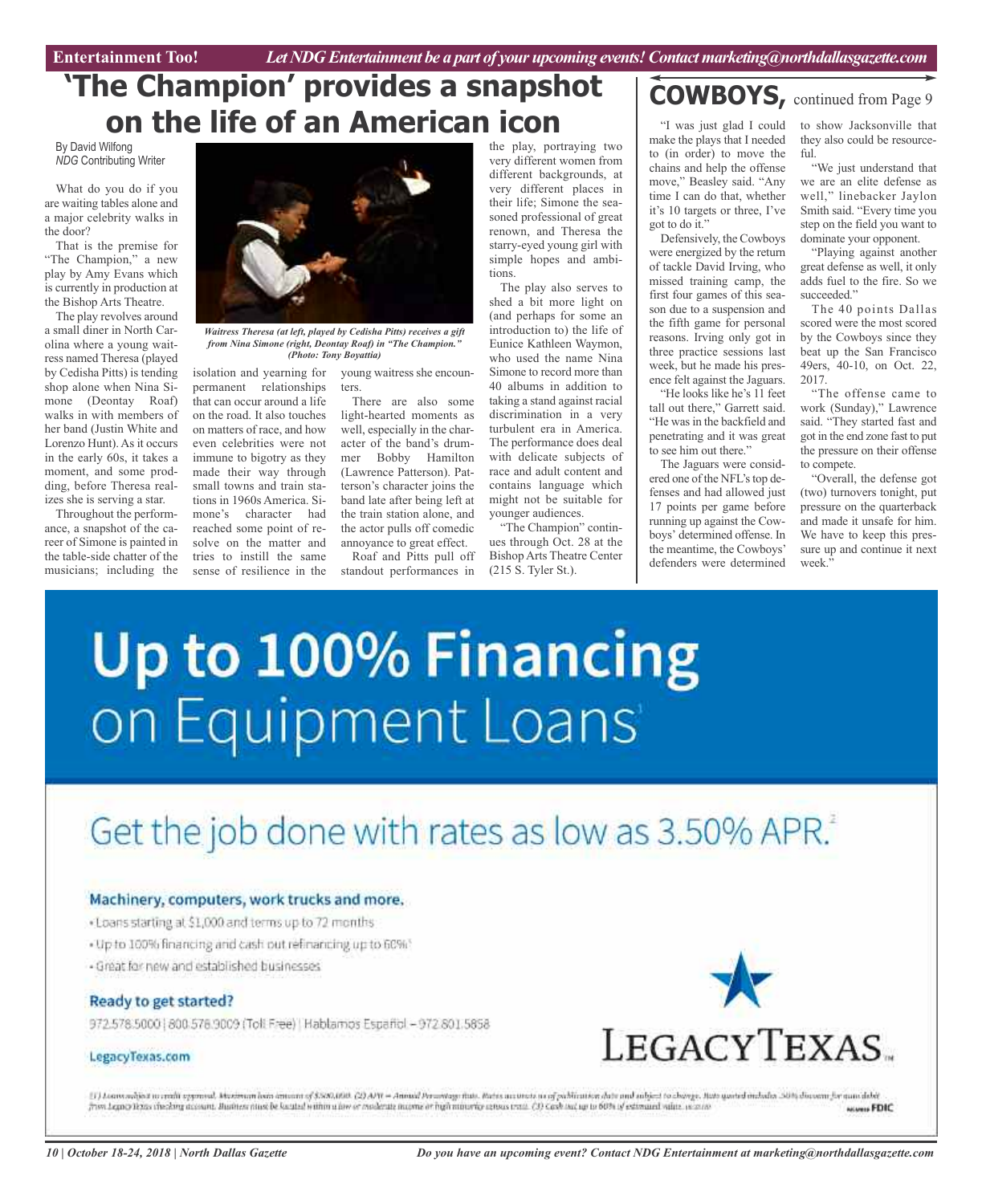# 'The Champion' provides a snapshot on the life of an American icon

By David Wilfong
*NDG* Contributing Writer

What do you do if you are waiting tables alone and a major celebrity walks in the door?

That is the premise for "The Champion," a new play by Amy Evans which is currently in production at the Bishop Arts Theatre.

The play revolves around a small diner in North Carolina where a young waitress named Theresa (played by Cedisha Pitts) is tending shop alone when Nina Simone (Deontay Roaf) walks in with members of her band (Justin White and Lorenzo Hunt). As it occurs in the early 60s, it takes a moment, and some prodding, before Theresa realizes she is serving a star.

Throughout the performance, a snapshot of the career of Simone is painted in the table-side chatter of the musicians; including the isolation and yearning for permanent relationships that can occur around a life on the road. It also touches on matters of race, and how even celebrities were not immune to bigotry as they made their way through small towns and train stations in 1960s America. Simone's character had reached some point of resolve on the matter and tries to instill the same sense of resilience in the young waitress she encounters.

*Waitress Theresa (at left, played by Cedisha Pitts) receives a gift from Nina Simone (right, Deontay Roaf) in "The Champion." (Photo: Tony Boyattia)*

There are also some light-hearted moments as well, especially in the character of the band's drummer Bobby Hamilton (Lawrence Patterson). Patterson's character joins the band late after being left at the train station alone, and the actor pulls off comedic annoyance to great effect.

Roaf and Pitts pull off standout performances in the play, portraying two very different women from different backgrounds, at very different places in their life; Simone the seasoned professional of great renown, and Theresa the starry-eyed young girl with simple hopes and ambitions.

The play also serves to shed a bit more light on (and perhaps for some an introduction to) the life of Eunice Kathleen Waymon, who used the name Nina Simone to record more than 40 albums in addition to taking a stand against racial discrimination in a very turbulent era in America. The performance does deal with delicate subjects of race and adult content and contains language which might not be suitable for younger audiences.

"The Champion" continues through Oct. 28 at the Bishop Arts Theatre Center (215 S. Tyler St.).

## COWBOYS, continued from Page 9

"I was just glad I could make the plays that I needed to (in order) to move the chains and help the offense move," Beasley said. "Any time I can do that, whether it's 10 targets or three, I've got to do it."

Defensively, the Cowboys were energized by the return of tackle David Irving, who missed training camp, the first four games of this season due to a suspension and the fifth game for personal reasons. Irving only got in three practice sessions last week, but he made his presence felt against the Jaguars.

"He looks like he's 11 feet tall out there," Garrett said. "He was in the backfield and penetrating and it was great to see him out there."

The Jaguars were considered one of the NFL's top defenses and had allowed just 17 points per game before running up against the Cowboys' determined offense. In the meantime, the Cowboys' defenders were determined to show Jacksonville that they also could be resourceful.

"We just understand that we are an elite defense as well," linebacker Jaylon Smith said. "Every time you step on the field you want to dominate your opponent.

"Playing against another great defense as well, it only adds fuel to the fire. So we succeeded."

The 40 points Dallas scored were the most scored by the Cowboys since they beat up the San Francisco 49ers, 40-10, on Oct. 22, 2017.

"The offense came to work (Sunday)," Lawrence said. "They started fast and got in the end zone fast to put the pressure on their offense to compete.

"Overall, the defense got (two) turnovers tonight, put pressure on the quarterback and made it unsafe for him. We have to keep this pressure up and continue it next week."

# Up to 100% Financing on Equipment Loans[1]

## Get the job done with rates as low as 3.50% APR.[2]

**Machinery, computers, work trucks and more.**

- Loans starting at $1,000 and terms up to 72 months
- Up to 100% financing and cash out refinancing up to 60%[3]
- Great for new and established businesses

**Ready to get started?**

972.578.5000 | 800.578.9009 (Toll Free) | Hablamos Español – 972.801.5858

LegacyTexas.com

LEGACYTEXAS

(1) Loans subject to credit approval. Maximum loan amount of $500,000. (2) APR = Annual Percentage Rate. Rates accurate as of publication date and subject to change. Rate quoted includes .50% discount for auto debit from LegacyTexas checking account. Business must be located within a low or moderate income or high minority census tract. (3) Cash out up to 60% of estimated value. Member FDIC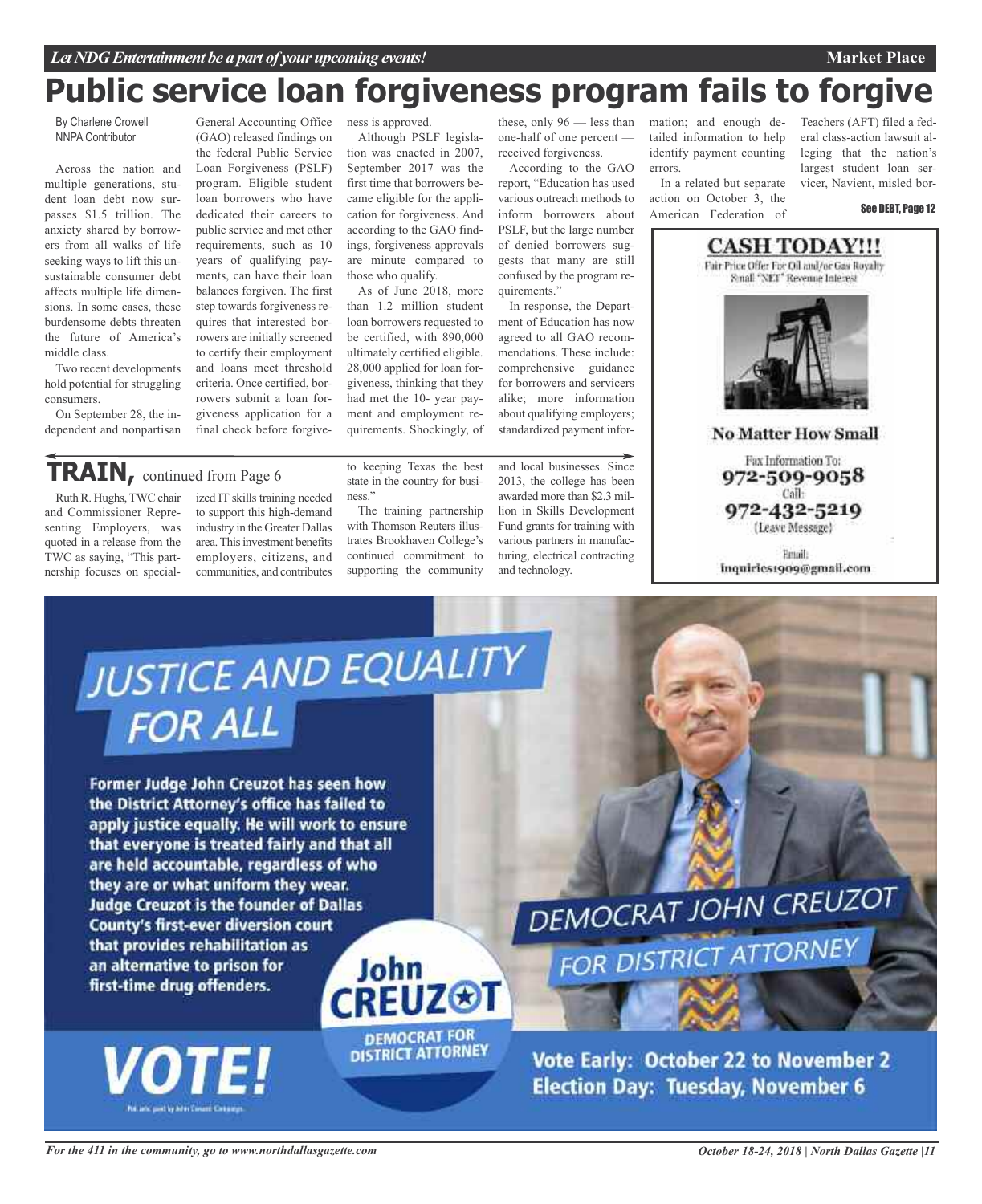# Public service loan forgiveness program fails to forgive

By Charlene Crowell
NNPA Contributor

Across the nation and multiple generations, student loan debt now surpasses $1.5 trillion. The anxiety shared by borrowers from all walks of life seeking ways to lift this unsustainable consumer debt affects multiple life dimensions. In some cases, these burdensome debts threaten the future of America's middle class.

Two recent developments hold potential for struggling consumers.

On September 28, the independent and nonpartisan General Accounting Office (GAO) released findings on the federal Public Service Loan Forgiveness (PSLF) program. Eligible student loan borrowers who have dedicated their careers to public service and met other requirements, such as 10 years of qualifying payments, can have their loan balances forgiven. The first step towards forgiveness requires that interested borrowers are initially screened to certify their employment and loans meet threshold criteria. Once certified, borrowers submit a loan forgiveness application for a final check before forgiveness is approved.

Although PSLF legislation was enacted in 2007, September 2017 was the first time that borrowers became eligible for the application for forgiveness. And according to the GAO findings, forgiveness approvals are minute compared to those who qualify.

As of June 2018, more than 1.2 million student loan borrowers requested to be certified, with 890,000 ultimately certified eligible. 28,000 applied for loan forgiveness, thinking that they had met the 10- year payment and employment requirements. Shockingly, of these, only 96 — less than one-half of one percent — received forgiveness.

According to the GAO report, "Education has used various outreach methods to inform borrowers about PSLF, but the large number of denied borrowers suggests that many are still confused by the program requirements."

In response, the Department of Education has now agreed to all GAO recommendations. These include: comprehensive guidance for borrowers and servicers alike; more information about qualifying employers; standardized payment information; and enough detailed information to help identify payment counting errors.

In a related but separate action on October 3, the American Federation of Teachers (AFT) filed a federal class-action lawsuit alleging that the nation's largest student loan servicer, Navient, misled bor-

See DEBT, Page 12

## TRAIN, continued from Page 6

Ruth R. Hughs, TWC chair and Commissioner Representing Employers, was quoted in a release from the TWC as saying, "This partnership focuses on specialized IT skills training needed to support this high-demand industry in the Greater Dallas area. This investment benefits employers, citizens, and communities, and contributes to keeping Texas the best state in the country for business."

The training partnership with Thomson Reuters illustrates Brookhaven College's continued commitment to supporting the community and local businesses. Since 2013, the college has been awarded more than $2.3 million in Skills Development Fund grants for training with various partners in manufacturing, electrical contracting and technology.

**CASH TODAY!!!**

Fair Price Offer For Oil and/or Gas Royalty Small "NET" Revenue Interest

**No Matter How Small**

Fax Information To:
**972-509-9058**
Call:
**972-432-5219**
(Leave Message)

Email:
inquiries1909@gmail.com

**JUSTICE AND EQUALITY FOR ALL**

**Former Judge John Creuzot has seen how the District Attorney's office has failed to apply justice equally. He will work to ensure that everyone is treated fairly and that all are held accountable, regardless of who they are or what uniform they wear. Judge Creuzot is the founder of Dallas County's first-ever diversion court that provides rehabilitation as an alternative to prison for first-time drug offenders.**

**VOTE!**

Pol. adv. paid by John Creuzot Campaign

**John CREUZOT**
**DEMOCRAT FOR DISTRICT ATTORNEY**

DEMOCRAT JOHN CREUZOT FOR DISTRICT ATTORNEY

**Vote Early: October 22 to November 2**
**Election Day: Tuesday, November 6**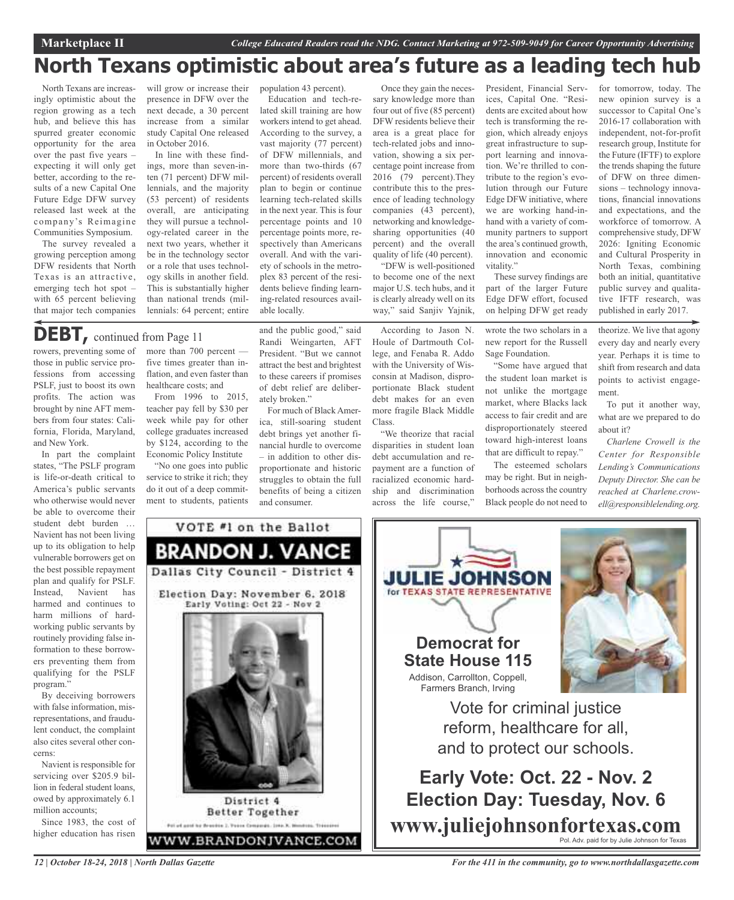# North Texans optimistic about area's future as a leading tech hub

North Texans are increasingly optimistic about the region growing as a tech hub, and believe this has spurred greater economic opportunity for the area over the past five years – expecting it will only get better, according to the results of a new Capital One Future Edge DFW survey released last week at the company's Reimagine Communities Symposium.

The survey revealed a growing perception among DFW residents that North Texas is an attractive, emerging tech hot spot – with 65 percent believing that major tech companies will grow or increase their presence in DFW over the next decade, a 30 percent increase from a similar study Capital One released in October 2016.

In line with these findings, more than seven-in-ten (71 percent) DFW millennials, and the majority (53 percent) of residents overall, are anticipating they will pursue a technology-related career in the next two years, whether it be in the technology sector or a role that uses technology skills in another field. This is substantially higher than national trends (millennials: 64 percent; entire population 43 percent).

Education and tech-related skill training are how workers intend to get ahead. According to the survey, a vast majority (77 percent) of DFW millennials, and more than two-thirds (67 percent) of residents overall plan to begin or continue learning tech-related skills in the next year. This is four percentage points and 10 percentage points more, respectively than Americans overall. And with the variety of schools in the metroplex 83 percent of the residents believe finding learning-related resources available locally.

Once they gain the necessary knowledge more than four out of five (85 percent) DFW residents believe their area is a great place for tech-related jobs and innovation, showing a six percentage point increase from 2016 (79 percent).They contribute this to the presence of leading technology companies (43 percent), networking and knowledge-sharing opportunities (40 percent) and the overall quality of life (40 percent).

"DFW is well-positioned to become one of the next major U.S. tech hubs, and it is clearly already well on its way," said Sanjiv Yajnik, President, Financial Services, Capital One. "Residents are excited about how tech is transforming the region, which already enjoys great infrastructure to support learning and innovation. We're thrilled to contribute to the region's evolution through our Future Edge DFW initiative, where we are working hand-in-hand with a variety of community partners to support the area's continued growth, innovation and economic vitality."

These survey findings are part of the larger Future Edge DFW effort, focused on helping DFW get ready for tomorrow, today. The new opinion survey is a successor to Capital One's 2016-17 collaboration with independent, not-for-profit research group, Institute for the Future (IFTF) to explore the trends shaping the future of DFW on three dimensions – technology innovations, financial innovations and expectations, and the workforce of tomorrow. A comprehensive study, DFW 2026: Igniting Economic and Cultural Prosperity in North Texas, combining both an initial, quantitative public survey and qualitative IFTF research, was published in early 2017.

## DEBT, continued from Page 11

rowers, preventing some of those in public service professions from accessing PSLF, just to boost its own profits. The action was brought by nine AFT members from four states: California, Florida, Maryland, and New York.

In part the complaint states, "The PSLF program is life-or-death critical to America's public servants who otherwise would never be able to overcome their student debt burden … Navient has not been living up to its obligation to help vulnerable borrowers get on the best possible repayment plan and qualify for PSLF. Instead, Navient has harmed and continues to harm millions of hardworking public servants by routinely providing false information to these borrowers preventing them from qualifying for the PSLF program."

By deceiving borrowers with false information, misrepresentations, and fraudulent conduct, the complaint also cites several other concerns:

Navient is responsible for servicing over $205.9 billion in federal student loans, owed by approximately 6.1 million accounts;

Since 1983, the cost of higher education has risen more than 700 percent — five times greater than inflation, and even faster than healthcare costs; and

From 1996 to 2015, teacher pay fell by $30 per week while pay for other college graduates increased by $124, according to the Economic Policy Institute

"No one goes into public service to strike it rich; they do it out of a deep commitment to students, patients and the public good," said Randi Weingarten, AFT President. "But we cannot attract the best and brightest to these careers if promises of debt relief are deliberately broken."

For much of Black America, still-soaring student debt brings yet another financial hurdle to overcome – in addition to other disproportionate and historic struggles to obtain the full benefits of being a citizen and consumer.

According to Jason N. Houle of Dartmouth College, and Fenaba R. Addo with the University of Wisconsin at Madison, disproportionate Black student debt makes for an even more fragile Black Middle Class.

"We theorize that racial disparities in student loan debt accumulation and repayment are a function of racialized economic hardship and discrimination across the life course," wrote the two scholars in a new report for the Russell Sage Foundation.

"Some have argued that the student loan market is not unlike the mortgage market, where Blacks lack access to fair credit and are disproportionately steered toward high-interest loans that are difficult to repay."

The esteemed scholars may be right. But in neighborhoods across the country Black people do not need to theorize. We live that agony every day and nearly every year. Perhaps it is time to shift from research and data points to activist engagement.

To put it another way, what are we prepared to do about it?

*Charlene Crowell is the Center for Responsible Lending's Communications Deputy Director. She can be reached at Charlene.crowell@responsiblelending.org.*

VOTE #1 on the Ballot

**BRANDON J. VANCE**

Dallas City Council - District 4

Election Day: November 6, 2018
Early Voting: Oct 22 - Nov 2

District 4
Better Together

Pol ad paid for by Brandon J. Vance Campaign. John R. Woodson, Treasurer

WWW.BRANDONJVANCE.COM

**JULIE JOHNSON**
for TEXAS STATE REPRESENTATIVE

**Democrat for State House 115**

Addison, Carrollton, Coppell, Farmers Branch, Irving

Vote for criminal justice reform, healthcare for all, and to protect our schools.

**Early Vote: Oct. 22 - Nov. 2**
**Election Day: Tuesday, Nov. 6**

**www.juliejohnsonfortexas.com**

Pol. Adv. paid for by Julie Johnson for Texas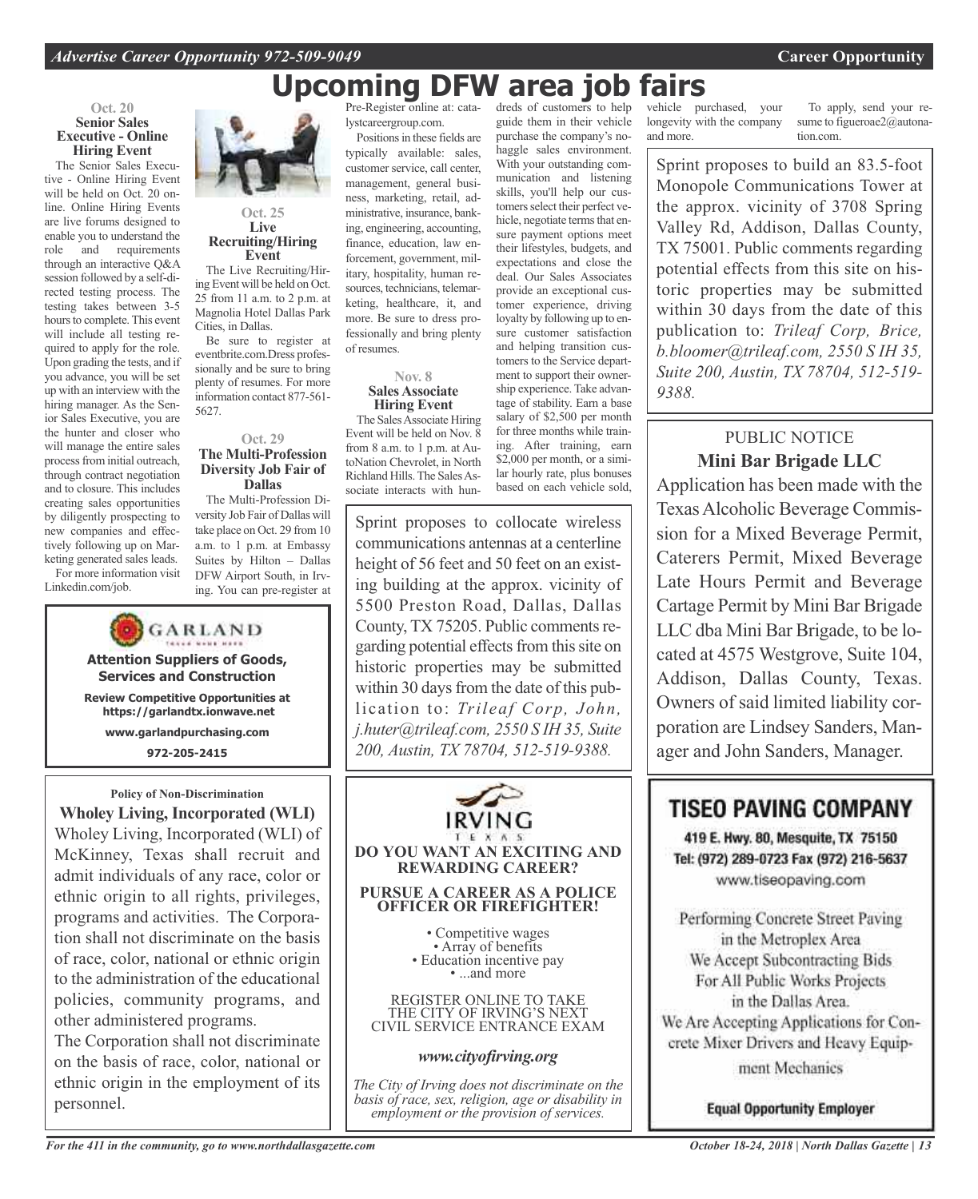# Upcoming DFW area job fairs

**Oct. 20**
**Senior Sales Executive - Online Hiring Event**

The Senior Sales Executive - Online Hiring Event will be held on Oct. 20 online. Online Hiring Events are live forums designed to enable you to understand the role and requirements through an interactive Q&A session followed by a self-directed testing process. The testing takes between 3-5 hours to complete. This event will include all testing required to apply for the role. Upon grading the tests, and if you advance, you will be set up with an interview with the hiring manager. As the Senior Sales Executive, you are the hunter and closer who will manage the entire sales process from initial outreach, through contract negotiation and to closure. This includes creating sales opportunities by diligently prospecting to new companies and effectively following up on Marketing generated sales leads.

For more information visit Linkedin.com/job.

**Oct. 25**
**Live Recruiting/Hiring Event**

The Live Recruiting/Hiring Event will be held on Oct. 25 from 11 a.m. to 2 p.m. at Magnolia Hotel Dallas Park Cities, in Dallas.

Be sure to register at eventbrite.com.Dress professionally and be sure to bring plenty of resumes. For more information contact 877-561-5627.

**Oct. 29**
**The Multi-Profession Diversity Job Fair of Dallas**

The Multi-Profession Diversity Job Fair of Dallas will take place on Oct. 29 from 10 a.m. to 1 p.m. at Embassy Suites by Hilton – Dallas DFW Airport South, in Irving. You can pre-register at Pre-Register online at: catalystcareergroup.com.

Positions in these fields are typically available: sales, customer service, call center, management, general business, marketing, retail, administrative, insurance, banking, engineering, accounting, finance, education, law enforcement, government, military, hospitality, human resources, technicians, telemarketing, healthcare, it, and more. Be sure to dress professionally and bring plenty of resumes.

**Nov. 8**
**Sales Associate Hiring Event**

The Sales Associate Hiring Event will be held on Nov. 8 from 8 a.m. to 1 p.m. at AutoNation Chevrolet, in North Richland Hills. The Sales Associate interacts with hundreds of customers to help guide them in their vehicle purchase the company's no-haggle sales environment. With your outstanding communication and listening skills, you'll help our customers select their perfect vehicle, negotiate terms that ensure payment options meet their lifestyles, budgets, and expectations and close the deal. Our Sales Associates provide an exceptional customer experience, driving loyalty by following up to ensure customer satisfaction and helping transition customers to the Service department to support their ownership experience. Take advantage of stability. Earn a base salary of $2,500 per month for three months while training. After training, earn $2,000 per month, or a similar hourly rate, plus bonuses based on each vehicle sold, vehicle purchased, your longevity with the company and more.

To apply, send your resume to figueroae2@autonation.com.

---

Sprint proposes to build an 83.5-foot Monopole Communications Tower at the approx. vicinity of 3708 Spring Valley Rd, Addison, Dallas County, TX 75001. Public comments regarding potential effects from this site on historic properties may be submitted within 30 days from the date of this publication to: *Trileaf Corp, Brice, b.bloomer@trileaf.com, 2550 S IH 35, Suite 200, Austin, TX 78704, 512-519-9388.*

---

Sprint proposes to collocate wireless communications antennas at a centerline height of 56 feet and 50 feet on an existing building at the approx. vicinity of 5500 Preston Road, Dallas, Dallas County, TX 75205. Public comments regarding potential effects from this site on historic properties may be submitted within 30 days from the date of this publication to: *Trileaf Corp, John, j.huter@trileaf.com, 2550 S IH 35, Suite 200, Austin, TX 78704, 512-519-9388.*

---

PUBLIC NOTICE

**Mini Bar Brigade LLC**

Application has been made with the Texas Alcoholic Beverage Commission for a Mixed Beverage Permit, Caterers Permit, Mixed Beverage Late Hours Permit and Beverage Cartage Permit by Mini Bar Brigade LLC dba Mini Bar Brigade, to be located at 4575 Westgrove, Suite 104, Addison, Dallas County, Texas. Owners of said limited liability corporation are Lindsey Sanders, Manager and John Sanders, Manager.

---

GARLAND

**Attention Suppliers of Goods, Services and Construction**

**Review Competitive Opportunities at https://garlandtx.ionwave.net**

**www.garlandpurchasing.com**

**972-205-2415**

---

**Policy of Non-Discrimination**

**Wholey Living, Incorporated (WLI)**

Wholey Living, Incorporated (WLI) of McKinney, Texas shall recruit and admit individuals of any race, color or ethnic origin to all rights, privileges, programs and activities. The Corporation shall not discriminate on the basis of race, color, national or ethnic origin to the administration of the educational policies, community programs, and other administered programs.

The Corporation shall not discriminate on the basis of race, color, national or ethnic origin in the employment of its personnel.

---

IRVING TEXAS

**DO YOU WANT AN EXCITING AND REWARDING CAREER?**

**PURSUE A CAREER AS A POLICE OFFICER OR FIREFIGHTER!**

- Competitive wages
- Array of benefits
- Education incentive pay
- ...and more

REGISTER ONLINE TO TAKE THE CITY OF IRVING'S NEXT CIVIL SERVICE ENTRANCE EXAM

***www.cityofirving.org***

*The City of Irving does not discriminate on the basis of race, sex, religion, age or disability in employment or the provision of services.*

---

**TISEO PAVING COMPANY**

**419 E. Hwy. 80, Mesquite, TX 75150**
**Tel: (972) 289-0723 Fax (972) 216-5637**
www.tiseopaving.com

Performing Concrete Street Paving in the Metroplex Area
We Accept Subcontracting Bids For All Public Works Projects in the Dallas Area.
We Are Accepting Applications for Concrete Mixer Drivers and Heavy Equipment Mechanics

**Equal Opportunity Employer**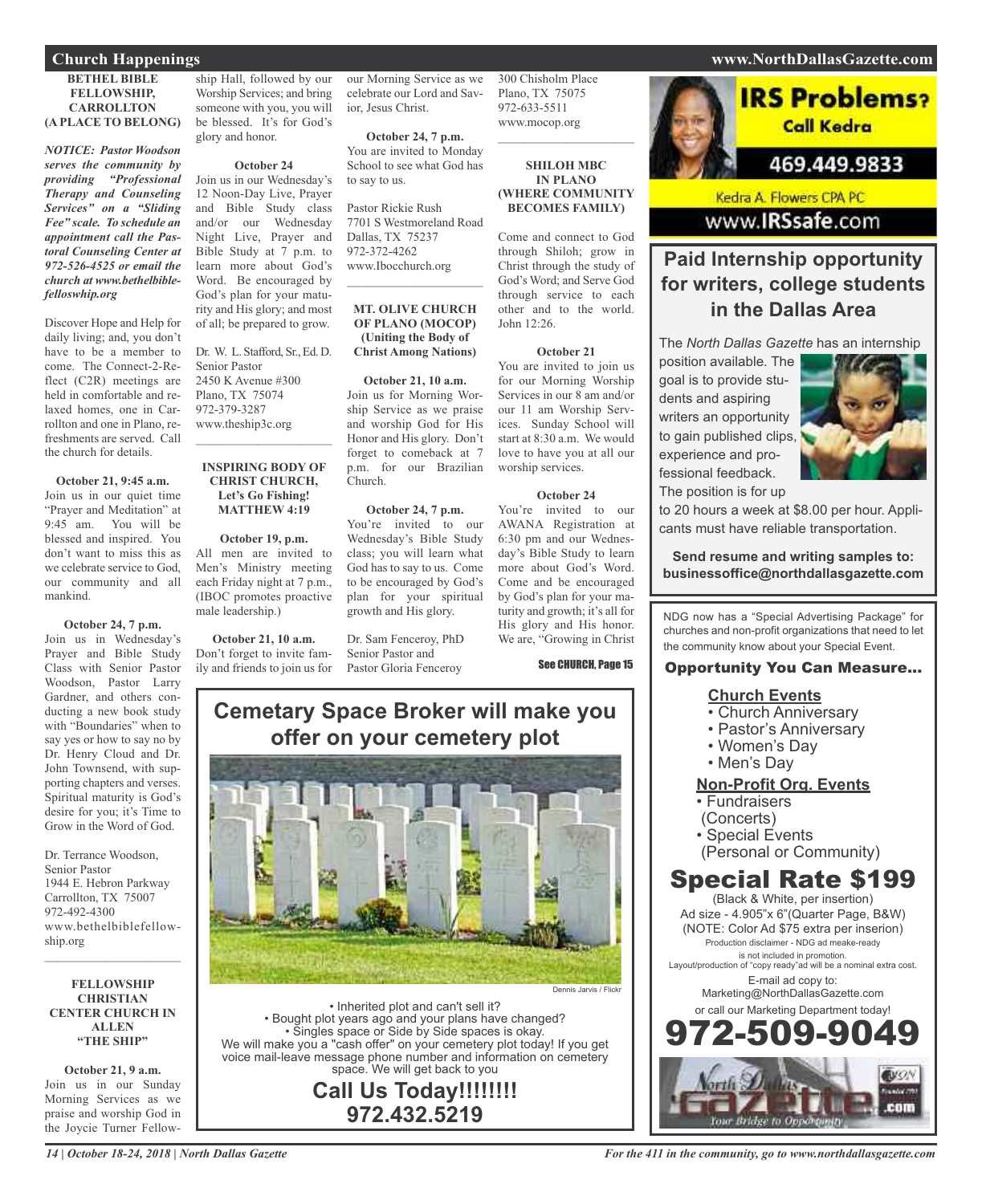## Church Happenings

### BETHEL BIBLE FELLOWSHIP, CARROLLTON (A PLACE TO BELONG)

***NOTICE: Pastor Woodson serves the community by providing "Professional Therapy and Counseling Services" on a "Sliding Fee" scale. To schedule an appointment call the Pastoral Counseling Center at 972-526-4525 or email the church at www.bethelbiblefelloswhip.org***

Discover Hope and Help for daily living; and, you don't have to be a member to come. The Connect-2-Reflect (C2R) meetings are held in comfortable and relaxed homes, one in Carrollton and one in Plano, refreshments are served. Call the church for details.

**October 21, 9:45 a.m.**
Join us in our quiet time "Prayer and Meditation" at 9:45 am. You will be blessed and inspired. You don't want to miss this as we celebrate service to God, our community and all mankind.

**October 24, 7 p.m.**
Join us in Wednesday's Prayer and Bible Study Class with Senior Pastor Woodson, Pastor Larry Gardner, and others conducting a new book study with "Boundaries" when to say yes or how to say no by Dr. Henry Cloud and Dr. John Townsend, with supporting chapters and verses. Spiritual maturity is God's desire for you; it's Time to Grow in the Word of God.

Dr. Terrance Woodson,
Senior Pastor
1944 E. Hebron Parkway
Carrollton, TX 75007
972-492-4300
www.bethelbiblefellowship.org

---

### FELLOWSHIP CHRISTIAN CENTER CHURCH IN ALLEN "THE SHIP"

**October 21, 9 a.m.**
Join us in our Sunday Morning Services as we praise and worship God in the Joycie Turner Fellowship Hall, followed by our Worship Services; and bring someone with you, you will be blessed. It's for God's glory and honor.

**October 24**
Join us in our Wednesday's 12 Noon-Day Live, Prayer and Bible Study class and/or our Wednesday Night Live, Prayer and Bible Study at 7 p.m. to learn more about God's Word. Be encouraged by God's plan for your maturity and His glory; and most of all; be prepared to grow.

Dr. W. L. Stafford, Sr., Ed. D.
Senior Pastor
2450 K Avenue #300
Plano, TX 75074
972-379-3287
www.theship3c.org

---

### INSPIRING BODY OF CHRIST CHURCH, Let's Go Fishing! MATTHEW 4:19

**October 19, p.m.**
All men are invited to Men's Ministry meeting each Friday night at 7 p.m., (IBOC promotes proactive male leadership.)

**October 21, 10 a.m.**
Don't forget to invite family and friends to join us for our Morning Service as we celebrate our Lord and Savior, Jesus Christ.

**October 24, 7 p.m.**
You are invited to Monday School to see what God has to say to us.

Pastor Rickie Rush
7701 S Westmoreland Road
Dallas, TX 75237
972-372-4262
www.Ibocchurch.org

---

### MT. OLIVE CHURCH OF PLANO (MOCOP) (Uniting the Body of Christ Among Nations)

**October 21, 10 a.m.**
Join us for Morning Worship Service as we praise and worship God for His Honor and His glory. Don't forget to comeback at 7 p.m. for our Brazilian Church.

**October 24, 7 p.m.**
You're invited to our Wednesday's Bible Study class; you will learn what God has to say to us. Come to be encouraged by God's plan for your spiritual growth and His glory.

Dr. Sam Fenceroy, PhD
Senior Pastor and
Pastor Gloria Fenceroy
300 Chisholm Place
Plano, TX 75075
972-633-5511
www.mocop.org

---

### SHILOH MBC IN PLANO (WHERE COMMUNITY BECOMES FAMILY)

Come and connect to God through Shiloh; grow in Christ through the study of God's Word; and Serve God through service to each other and to the world. John 12:26.

**October 21**
You are invited to join us for our Morning Worship Services in our 8 am and/or our 11 am Worship Services. Sunday School will start at 8:30 a.m. We would love to have you at all our worship services.

**October 24**
You're invited to our AWANA Registration at 6:30 pm and our Wednesday's Bible Study to learn more about God's Word. Come and be encouraged by God's plan for your maturity and growth; it's all for His glory and His honor. We are, "Growing in Christ

See CHURCH, Page 15

---

## Cemetery Space Broker will make you offer on your cemetery plot

Dennis Jarvis / Flickr

- Inherited plot and can't sell it?
- Bought plot years ago and your plans have changed?
- Singles space or Side by Side spaces is okay.

We will make you a "cash offer" on your cemetery plot today! If you get voice mail-leave message phone number and information on cemetery space. We will get back to you

**Call Us Today!!!!!!!!**
**972.432.5219**

---

**IRS Problems? Call Kedra**
469.449.9833
Kedra A. Flowers CPA PC
www.IRSsafe.com

---

## Paid Internship opportunity for writers, college students in the Dallas Area

The *North Dallas Gazette* has an internship position available. The goal is to provide students and aspiring writers an opportunity to gain published clips, experience and professional feedback. The position is for up to 20 hours a week at $8.00 per hour. Applicants must have reliable transportation.

**Send resume and writing samples to: businessoffice@northdallasgazette.com**

---

NDG now has a "Special Advertising Package" for churches and non-profit organizations that need to let the community know about your Special Event.

**Opportunity You Can Measure...**

**Church Events**
- Church Anniversary
- Pastor's Anniversary
- Women's Day
- Men's Day

**Non-Profit Org. Events**
- Fundraisers (Concerts)
- Special Events (Personal or Community)

**Special Rate $199**
(Black & White, per insertion)
Ad size - 4.905"x 6"(Quarter Page, B&W)
(NOTE: Color Ad $75 extra per inserion)
Production disclaimer - NDG ad meake-ready is not included in promotion.
Layout/production of "copy ready"ad will be a nominal extra cost.
E-mail ad copy to: Marketing@NorthDallasGazette.com
or call our Marketing Department today!
**972-509-9049**

North Dallas Gazette .com — Your Bridge to Opportunity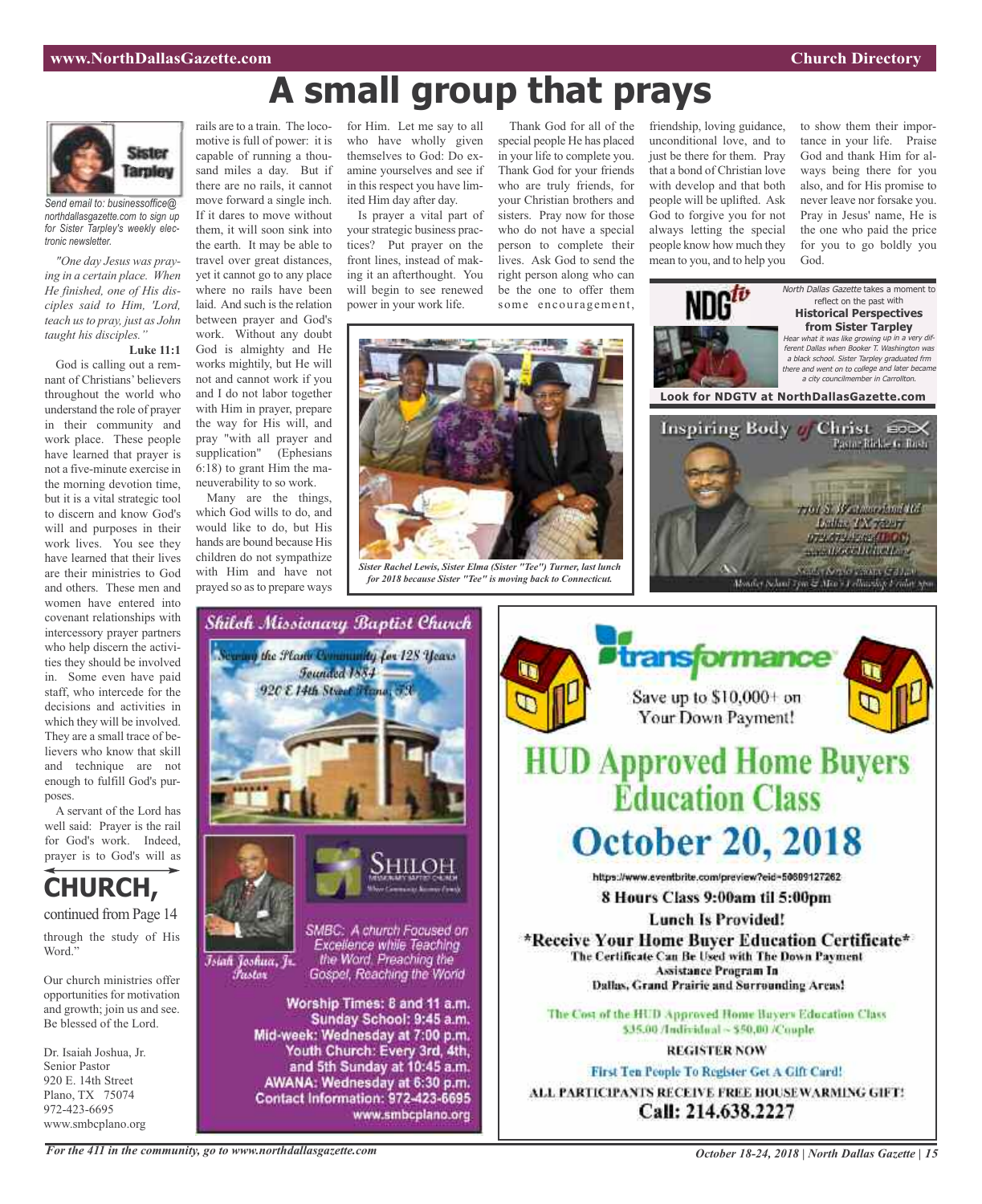# A small group that prays

Sister Tarpley

*Send email to: businessoffice@northdallasgazette.com to sign up for Sister Tarpley's weekly electronic newsletter.*

*"One day Jesus was praying in a certain place. When He finished, one of His disciples said to Him, 'Lord, teach us to pray, just as John taught his disciples."*

**Luke 11:1**

God is calling out a remnant of Christians' believers throughout the world who understand the role of prayer in their community and work place. These people have learned that prayer is not a five-minute exercise in the morning devotion time, but it is a vital strategic tool to discern and know God's will and purposes in their work lives. You see they have learned that their lives are their ministries to God and others. These men and women have entered into covenant relationships with intercessory prayer partners who help discern the activities they should be involved in. Some even have paid staff, who intercede for the decisions and activities in which they will be involved. They are a small trace of believers who know that skill and technique are not enough to fulfill God's purposes.

A servant of the Lord has well said: Prayer is the rail for God's work. Indeed, prayer is to God's will as rails are to a train. The locomotive is full of power: it is capable of running a thousand miles a day. But if there are no rails, it cannot move forward a single inch. If it dares to move without them, it will soon sink into the earth. It may be able to travel over great distances, yet it cannot go to any place where no rails have been laid. And such is the relation between prayer and God's work. Without any doubt God is almighty and He works mightily, but He will not and cannot work if you and I do not labor together with Him in prayer, prepare the way for His will, and pray "with all prayer and supplication" (Ephesians 6:18) to grant Him the maneuverability to so work.

Many are the things, which God wills to do, and would like to do, but His hands are bound because His children do not sympathize with Him and have not prayed so as to prepare ways for Him. Let me say to all who have wholly given themselves to God: Do examine yourselves and see if in this respect you have limited Him day after day.

Is prayer a vital part of your strategic business practices? Put prayer on the front lines, instead of making it an afterthought. You will begin to see renewed power in your work life.

Thank God for all of the special people He has placed in your life to complete you. Thank God for your friends who are truly friends, for your Christian brothers and sisters. Pray now for those who do not have a special person to complete their lives. Ask God to send the right person along who can be the one to offer them some encouragement, friendship, loving guidance, unconditional love, and to just be there for them. Pray that a bond of Christian love with develop and that both people will be uplifted. Ask God to forgive you for not always letting the special people know how much they mean to you, and to help you to show them their importance in your life. Praise God and thank Him for always being there for you also, and for His promise to never leave nor forsake you. Pray in Jesus' name, He is the one who paid the price for you to go boldly you God.

*Sister Rachel Lewis, Sister Elma (Sister "Tee") Turner, last lunch for 2018 because Sister "Tee" is moving back to Connecticut.*

## CHURCH,

continued from Page 14

through the study of His Word."

Our church ministries offer opportunities for motivation and growth; join us and see. Be blessed of the Lord.

Dr. Isaiah Joshua, Jr.
Senior Pastor
920 E. 14th Street
Plano, TX 75074
972-423-6695
www.smbcplano.org

---

NDGtv

*North Dallas Gazette* takes a moment to reflect on the past with

**Historical Perspectives from Sister Tarpley**

*Hear what it was like growing up in a very different Dallas when Booker T. Washington was a black school. Sister Tarpley graduated frm there and went on to college and later became a city councilmember in Carrollton.*

**Look for NDGTV at NorthDallasGazette.com**

---

Inspiring Body of Christ

Pastor Rickie G. Rush

7701 S. Westmoreland Rd
Dallas, TX 75237
972-372-4262 (IBOC)
www.IBOCChurch.org

---

**Shiloh Missionary Baptist Church**

Serving the Plano Community for 128 Years
Founded 1884
920 E 14th Street Plano, TX

SHILOH Missionary Baptist Church

Isiah Joshua, Jr. Pastor

SMBC: A church Focused on Excellence while Teaching the Word, Preaching the Gospel, Reaching the World

**Worship Times: 8 and 11 a.m.**
**Sunday School: 9:45 a.m.**
**Mid-week: Wednesday at 7:00 p.m.**
**Youth Church: Every 3rd, 4th, and 5th Sunday at 10:45 a.m.**
**AWANA: Wednesday at 6:30 p.m.**
**Contact Information: 972-423-6695**
**www.smbcplano.org**

---

transformance

Save up to $10,000+ on Your Down Payment!

# HUD Approved Home Buyers Education Class

# October 20, 2018

https://www.eventbrite.com/preview?eid=50609127262

**8 Hours Class 9:00am til 5:00pm**

**Lunch Is Provided!**

**\*Receive Your Home Buyer Education Certificate\***

**The Certificate Can Be Used with The Down Payment Assistance Program In Dallas, Grand Prairie and Surrounding Areas!**

The Cost of the HUD Approved Home Buyers Education Class
$35.00 /Individual ~ $50.00 /Couple

**REGISTER NOW**

**First Ten People To Register Get A Gift Card!**

**ALL PARTICIPANTS RECEIVE FREE HOUSEWARMING GIFT!**

**Call: 214.638.2227**

---

*For the 411 in the community, go to www.northdallasgazette.com*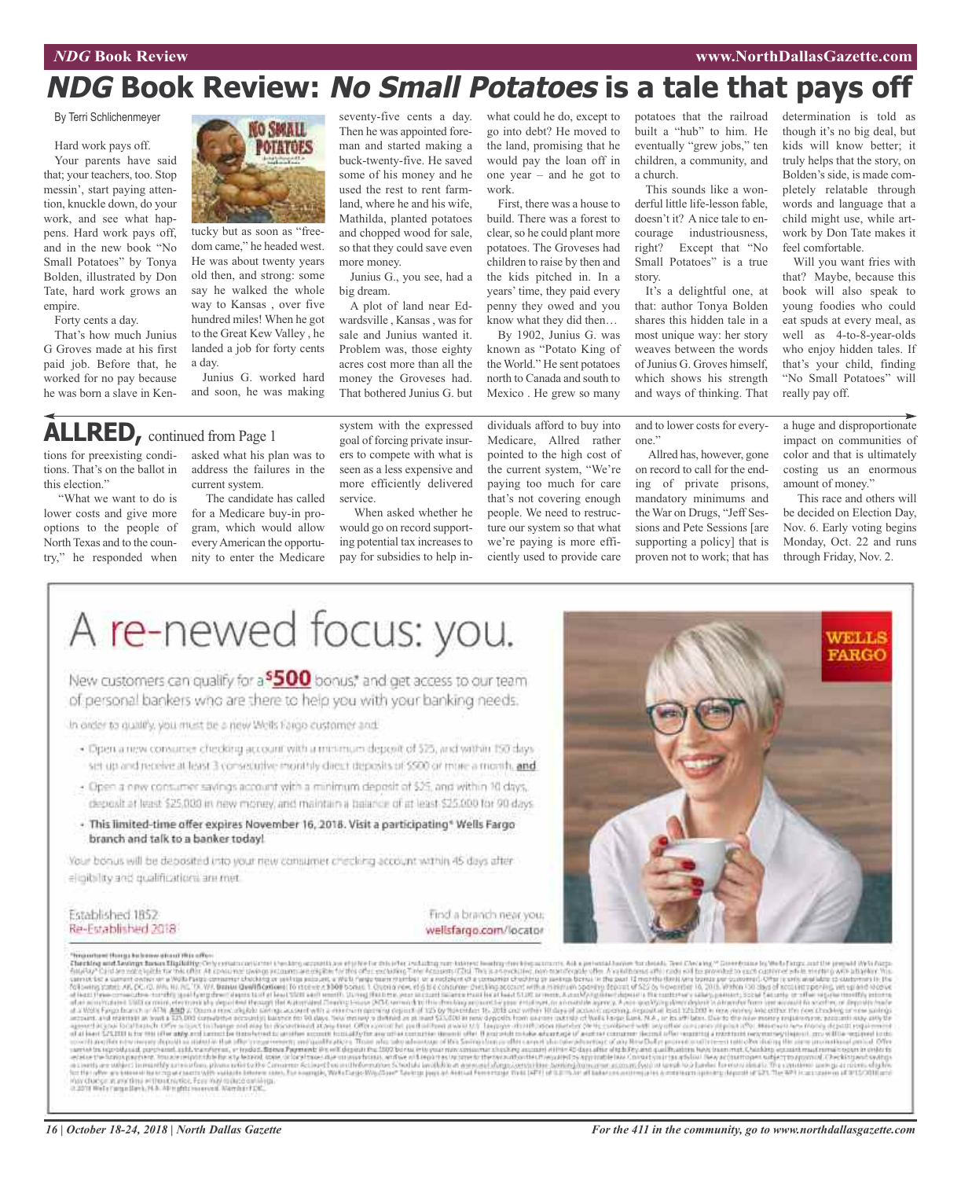# *NDG* Book Review: *No Small Potatoes* is a tale that pays off

By Terri Schlichenmeyer

Hard work pays off.

Your parents have said that; your teachers, too. Stop messin', start paying attention, knuckle down, do your work, and see what happens. Hard work pays off, and in the new book "No Small Potatoes" by Tonya Bolden, illustrated by Don Tate, hard work grows an empire.

Forty cents a day.

That's how much Junius G Groves made at his first paid job. Before that, he worked for no pay because he was born a slave in Kentucky but as soon as "freedom came," he headed west. He was about twenty years old then, and strong: some say he walked the whole way to Kansas , over five hundred miles! When he got to the Great Kew Valley , he landed a job for forty cents a day.

Junius G. worked hard and soon, he was making seventy-five cents a day. Then he was appointed foreman and started making a buck-twenty-five. He saved some of his money and he used the rest to rent farmland, where he and his wife, Mathilda, planted potatoes and chopped wood for sale, so that they could save even more money.

Junius G., you see, had a big dream.

A plot of land near Edwardsville , Kansas , was for sale and Junius wanted it. Problem was, those eighty acres cost more than all the money the Groveses had. That bothered Junius G. but what could he do, except to go into debt? He moved to the land, promising that he would pay the loan off in one year – and he got to work.

First, there was a house to build. There was a forest to clear, so he could plant more potatoes. The Groveses had children to raise by then and the kids pitched in. In a years' time, they paid every penny they owed and you know what they did then…

By 1902, Junius G. was known as "Potato King of the World." He sent potatoes north to Canada and south to Mexico . He grew so many potatoes that the railroad built a "hub" to him. He eventually "grew jobs," ten children, a community, and a church.

This sounds like a wonderful little life-lesson fable, doesn't it? A nice tale to encourage industriousness, right? Except that "No Small Potatoes" is a true story.

It's a delightful one, at that: author Tonya Bolden shares this hidden tale in a most unique way: her story weaves between the words of Junius G. Groves himself, which shows his strength and ways of thinking. That determination is told as though it's no big deal, but kids will know better; it truly helps that the story, on Bolden's side, is made completely relatable through words and language that a child might use, while artwork by Don Tate makes it feel comfortable.

Will you want fries with that? Maybe, because this book will also speak to young foodies who could eat spuds at every meal, as well as 4-to-8-year-olds who enjoy hidden tales. If that's your child, finding "No Small Potatoes" will really pay off.

## ALLRED, continued from Page 1

tions for preexisting conditions. That's on the ballot in this election."

"What we want to do is lower costs and give more options to the people of North Texas and to the country," he responded when asked what his plan was to address the failures in the current system.

The candidate has called for a Medicare buy-in program, which would allow every American the opportunity to enter the Medicare system with the expressed goal of forcing private insurers to compete with what is seen as a less expensive and more efficiently delivered service.

When asked whether he would go on record supporting potential tax increases to pay for subsidies to help individuals afford to buy into Medicare, Allred rather pointed to the high cost of the current system, "We're paying too much for care that's not covering enough people. We need to restructure our system so that what we're paying is more efficiently used to provide care and to lower costs for everyone."

Allred has, however, gone on record to call for the ending of private prisons, mandatory minimums and the War on Drugs, "Jeff Sessions and Pete Sessions [are supporting a policy] that is proven not to work; that has a huge and disproportionate impact on communities of color and that is ultimately costing us an enormous amount of money."

This race and others will be decided on Election Day, Nov. 6. Early voting begins Monday, Oct. 22 and runs through Friday, Nov. 2.

---

# A re-newed focus: you.

New customers can qualify for a **$500** bonus,* and get access to our team of personal bankers who are there to help you with your banking needs.

In order to qualify, you must be a new Wells Fargo customer and:

- Open a new consumer checking account with a minimum deposit of $25, and within 150 days set up and receive at least 3 consecutive monthly direct deposits of $500 or more a month, **and**
- Open a new consumer savings account with a minimum deposit of $25, and within 30 days, deposit at least $25,000 in new money, and maintain a balance of at least $25,000 for 90 days.
- **This limited-time offer expires November 16, 2018. Visit a participating* Wells Fargo branch and talk to a banker today!**

Your bonus will be deposited into your new consumer checking account within 45 days after eligibility and qualifications are met.

Established 1852
Re-Established 2018

Find a branch near you:
wellsfargo.com/locator

WELLS FARGO